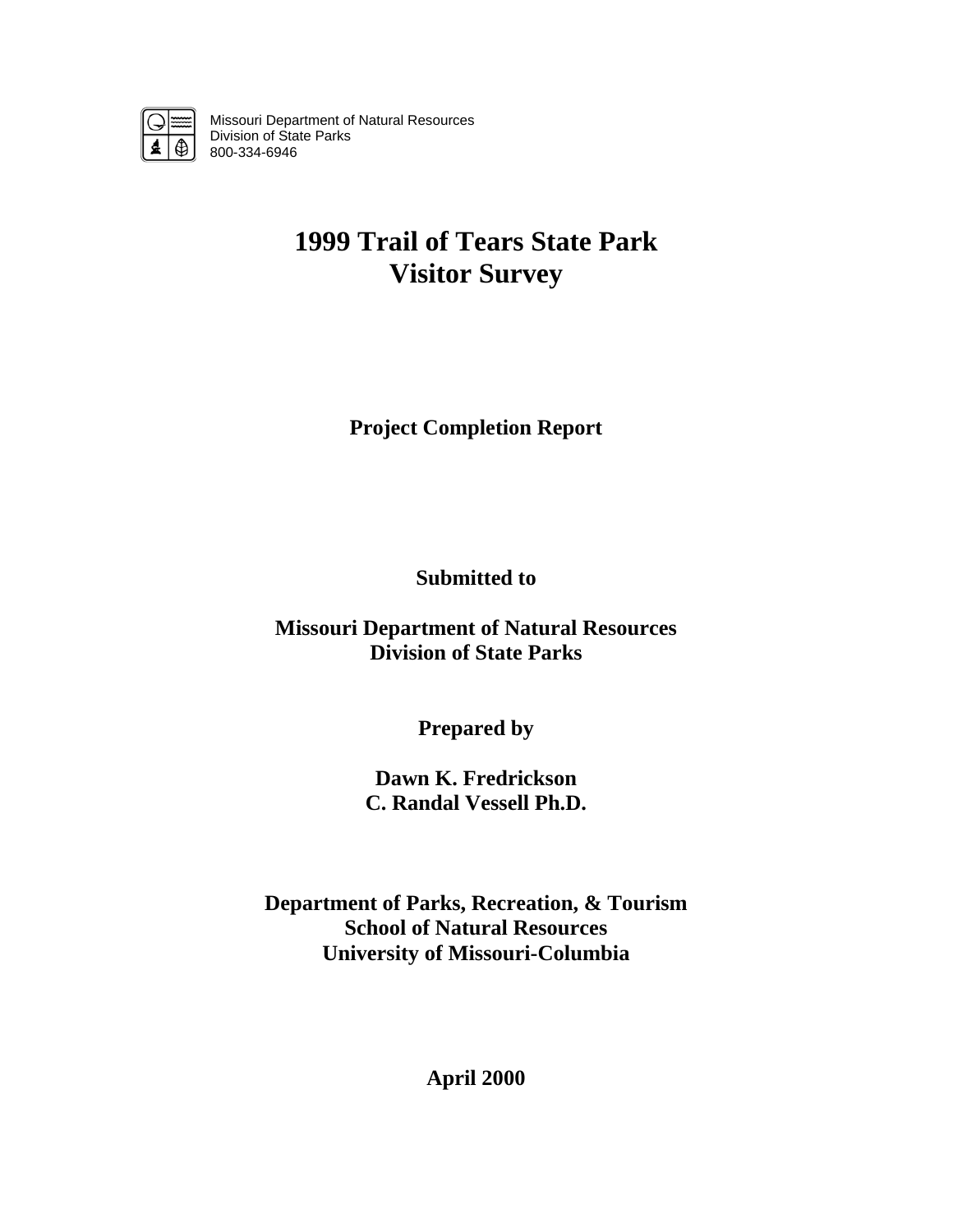Missouri Department of Natural Resources
Division of State Parks
800-334-6946

# 1999 Trail of Tears State Park Visitor Survey

**Project Completion Report**

**Submitted to**

**Missouri Department of Natural Resources**
**Division of State Parks**

**Prepared by**

**Dawn K. Fredrickson**
**C. Randal Vessell Ph.D.**

**Department of Parks, Recreation, & Tourism**
**School of Natural Resources**
**University of Missouri-Columbia**

**April 2000**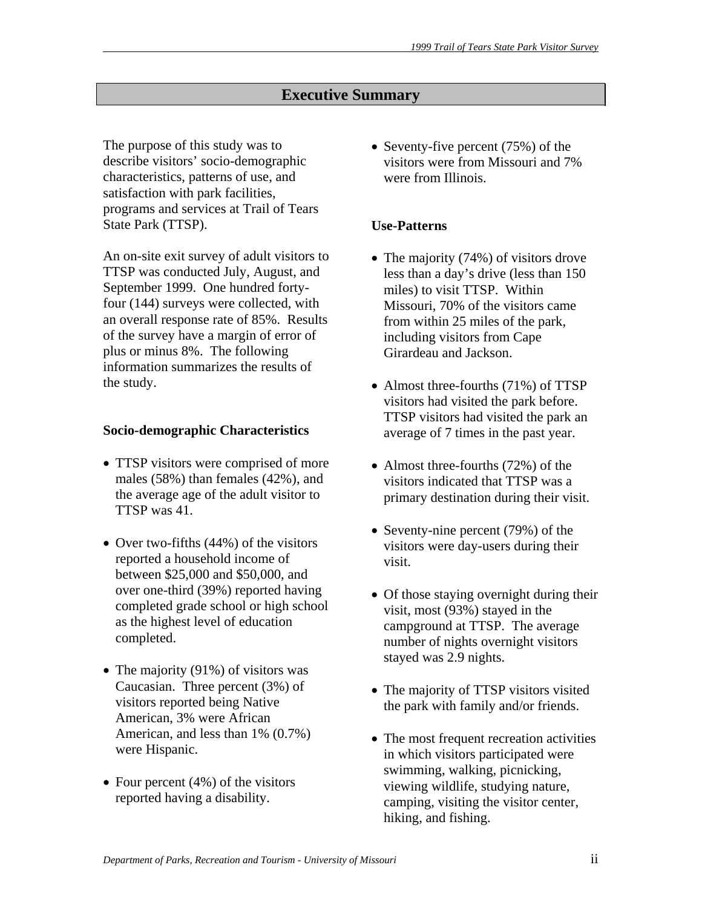# Executive Summary

The purpose of this study was to describe visitors' socio-demographic characteristics, patterns of use, and satisfaction with park facilities, programs and services at Trail of Tears State Park (TTSP).

An on-site exit survey of adult visitors to TTSP was conducted July, August, and September 1999. One hundred forty-four (144) surveys were collected, with an overall response rate of 85%. Results of the survey have a margin of error of plus or minus 8%. The following information summarizes the results of the study.

### Socio-demographic Characteristics

- TTSP visitors were comprised of more males (58%) than females (42%), and the average age of the adult visitor to TTSP was 41.
- Over two-fifths (44%) of the visitors reported a household income of between $25,000 and $50,000, and over one-third (39%) reported having completed grade school or high school as the highest level of education completed.
- The majority (91%) of visitors was Caucasian. Three percent (3%) of visitors reported being Native American, 3% were African American, and less than 1% (0.7%) were Hispanic.
- Four percent (4%) of the visitors reported having a disability.
- Seventy-five percent (75%) of the visitors were from Missouri and 7% were from Illinois.

### Use-Patterns

- The majority (74%) of visitors drove less than a day's drive (less than 150 miles) to visit TTSP. Within Missouri, 70% of the visitors came from within 25 miles of the park, including visitors from Cape Girardeau and Jackson.
- Almost three-fourths (71%) of TTSP visitors had visited the park before. TTSP visitors had visited the park an average of 7 times in the past year.
- Almost three-fourths (72%) of the visitors indicated that TTSP was a primary destination during their visit.
- Seventy-nine percent (79%) of the visitors were day-users during their visit.
- Of those staying overnight during their visit, most (93%) stayed in the campground at TTSP. The average number of nights overnight visitors stayed was 2.9 nights.
- The majority of TTSP visitors visited the park with family and/or friends.
- The most frequent recreation activities in which visitors participated were swimming, walking, picnicking, viewing wildlife, studying nature, camping, visiting the visitor center, hiking, and fishing.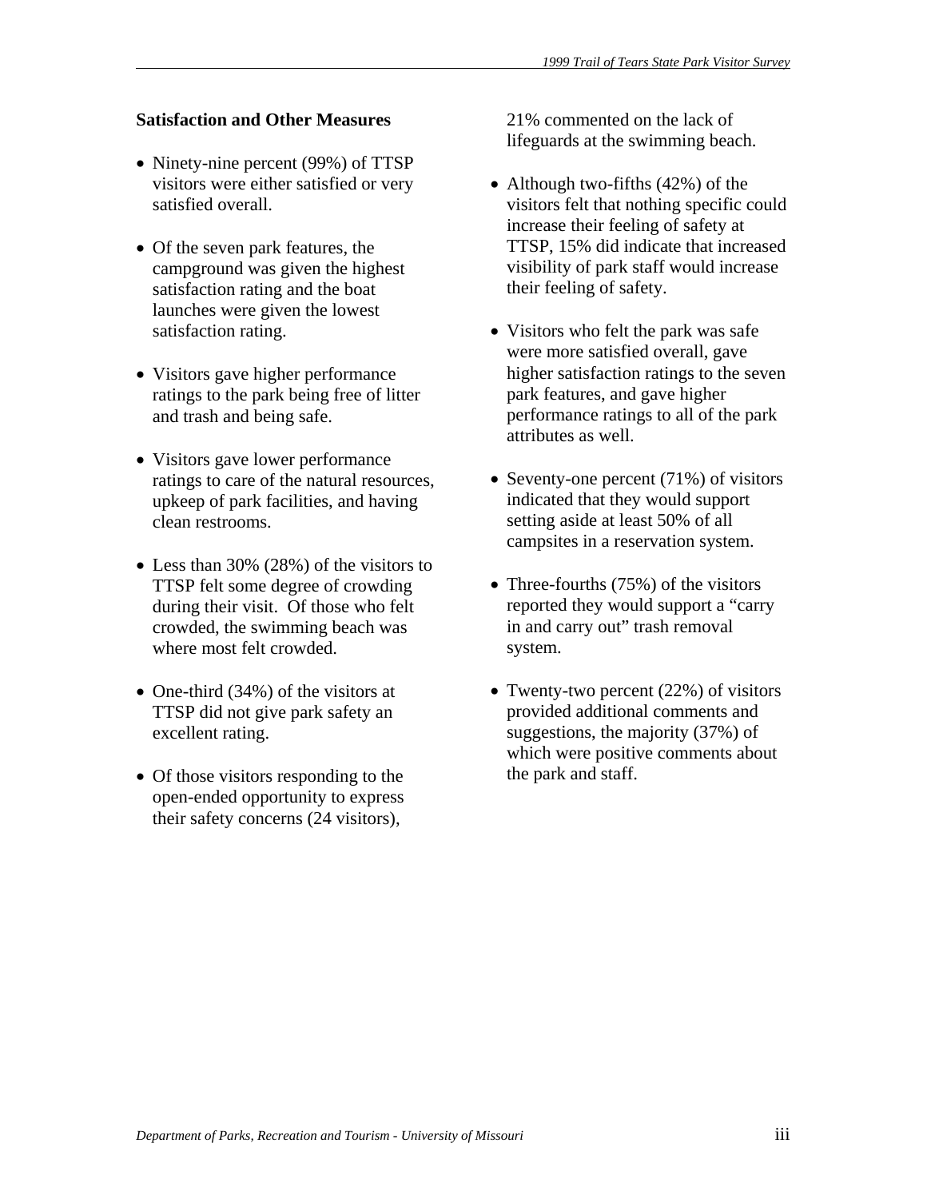**Satisfaction and Other Measures**

- Ninety-nine percent (99%) of TTSP visitors were either satisfied or very satisfied overall.
- Of the seven park features, the campground was given the highest satisfaction rating and the boat launches were given the lowest satisfaction rating.
- Visitors gave higher performance ratings to the park being free of litter and trash and being safe.
- Visitors gave lower performance ratings to care of the natural resources, upkeep of park facilities, and having clean restrooms.
- Less than 30% (28%) of the visitors to TTSP felt some degree of crowding during their visit. Of those who felt crowded, the swimming beach was where most felt crowded.
- One-third (34%) of the visitors at TTSP did not give park safety an excellent rating.
- Of those visitors responding to the open-ended opportunity to express their safety concerns (24 visitors), 21% commented on the lack of lifeguards at the swimming beach.
- Although two-fifths (42%) of the visitors felt that nothing specific could increase their feeling of safety at TTSP, 15% did indicate that increased visibility of park staff would increase their feeling of safety.
- Visitors who felt the park was safe were more satisfied overall, gave higher satisfaction ratings to the seven park features, and gave higher performance ratings to all of the park attributes as well.
- Seventy-one percent (71%) of visitors indicated that they would support setting aside at least 50% of all campsites in a reservation system.
- Three-fourths (75%) of the visitors reported they would support a "carry in and carry out" trash removal system.
- Twenty-two percent (22%) of visitors provided additional comments and suggestions, the majority (37%) of which were positive comments about the park and staff.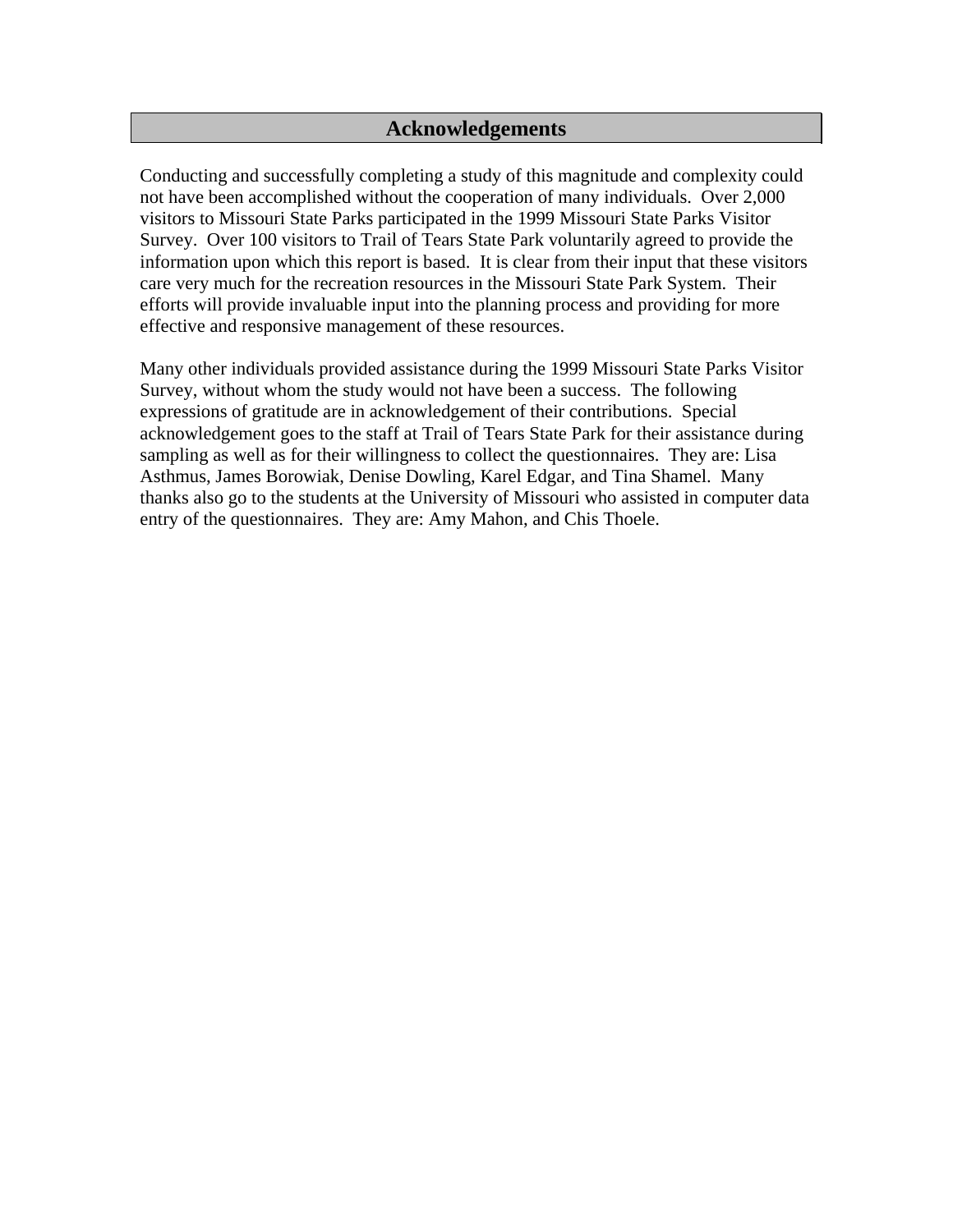# Acknowledgements

Conducting and successfully completing a study of this magnitude and complexity could not have been accomplished without the cooperation of many individuals. Over 2,000 visitors to Missouri State Parks participated in the 1999 Missouri State Parks Visitor Survey. Over 100 visitors to Trail of Tears State Park voluntarily agreed to provide the information upon which this report is based. It is clear from their input that these visitors care very much for the recreation resources in the Missouri State Park System. Their efforts will provide invaluable input into the planning process and providing for more effective and responsive management of these resources.

Many other individuals provided assistance during the 1999 Missouri State Parks Visitor Survey, without whom the study would not have been a success. The following expressions of gratitude are in acknowledgement of their contributions. Special acknowledgement goes to the staff at Trail of Tears State Park for their assistance during sampling as well as for their willingness to collect the questionnaires. They are: Lisa Asthmus, James Borowiak, Denise Dowling, Karel Edgar, and Tina Shamel. Many thanks also go to the students at the University of Missouri who assisted in computer data entry of the questionnaires. They are: Amy Mahon, and Chis Thoele.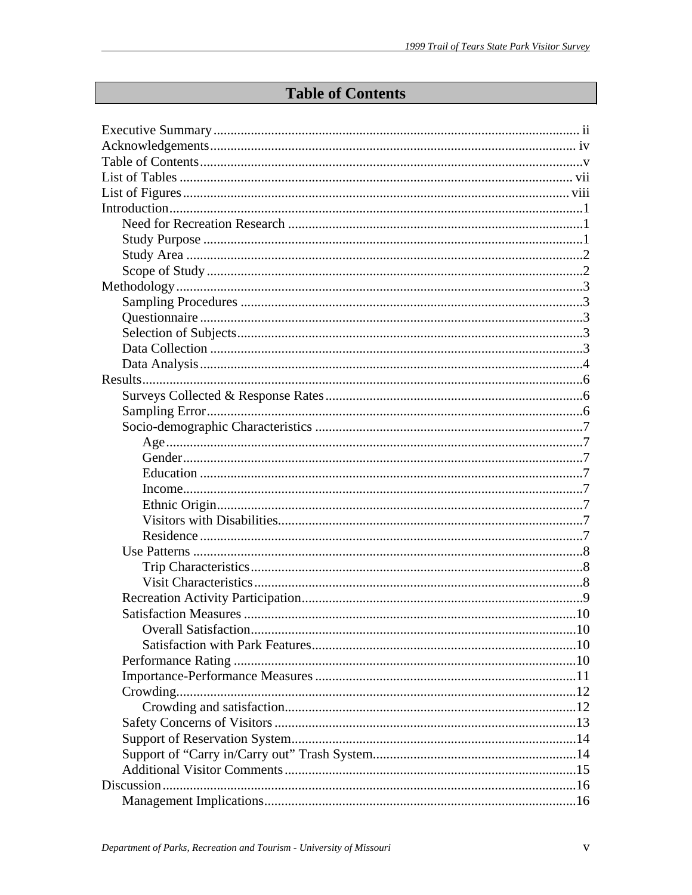# Table of Contents

Executive Summary ........ ii
Acknowledgements ........ iv
Table of Contents ........ v
List of Tables ........ vii
List of Figures ........ viii
Introduction ........ 1
- Need for Recreation Research ........ 1
- Study Purpose ........ 1
- Study Area ........ 2
- Scope of Study ........ 2

Methodology ........ 3
- Sampling Procedures ........ 3
- Questionnaire ........ 3
- Selection of Subjects ........ 3
- Data Collection ........ 3
- Data Analysis ........ 4

Results ........ 6
- Surveys Collected & Response Rates ........ 6
- Sampling Error ........ 6
- Socio-demographic Characteristics ........ 7
  - Age ........ 7
  - Gender ........ 7
  - Education ........ 7
  - Income ........ 7
  - Ethnic Origin ........ 7
  - Visitors with Disabilities ........ 7
  - Residence ........ 7
- Use Patterns ........ 8
  - Trip Characteristics ........ 8
  - Visit Characteristics ........ 8
- Recreation Activity Participation ........ 9
- Satisfaction Measures ........ 10
  - Overall Satisfaction ........ 10
  - Satisfaction with Park Features ........ 10
- Performance Rating ........ 10
- Importance-Performance Measures ........ 11
- Crowding ........ 12
  - Crowding and satisfaction ........ 12
- Safety Concerns of Visitors ........ 13
- Support of Reservation System ........ 14
- Support of "Carry in/Carry out" Trash System ........ 14
- Additional Visitor Comments ........ 15

Discussion ........ 16
- Management Implications ........ 16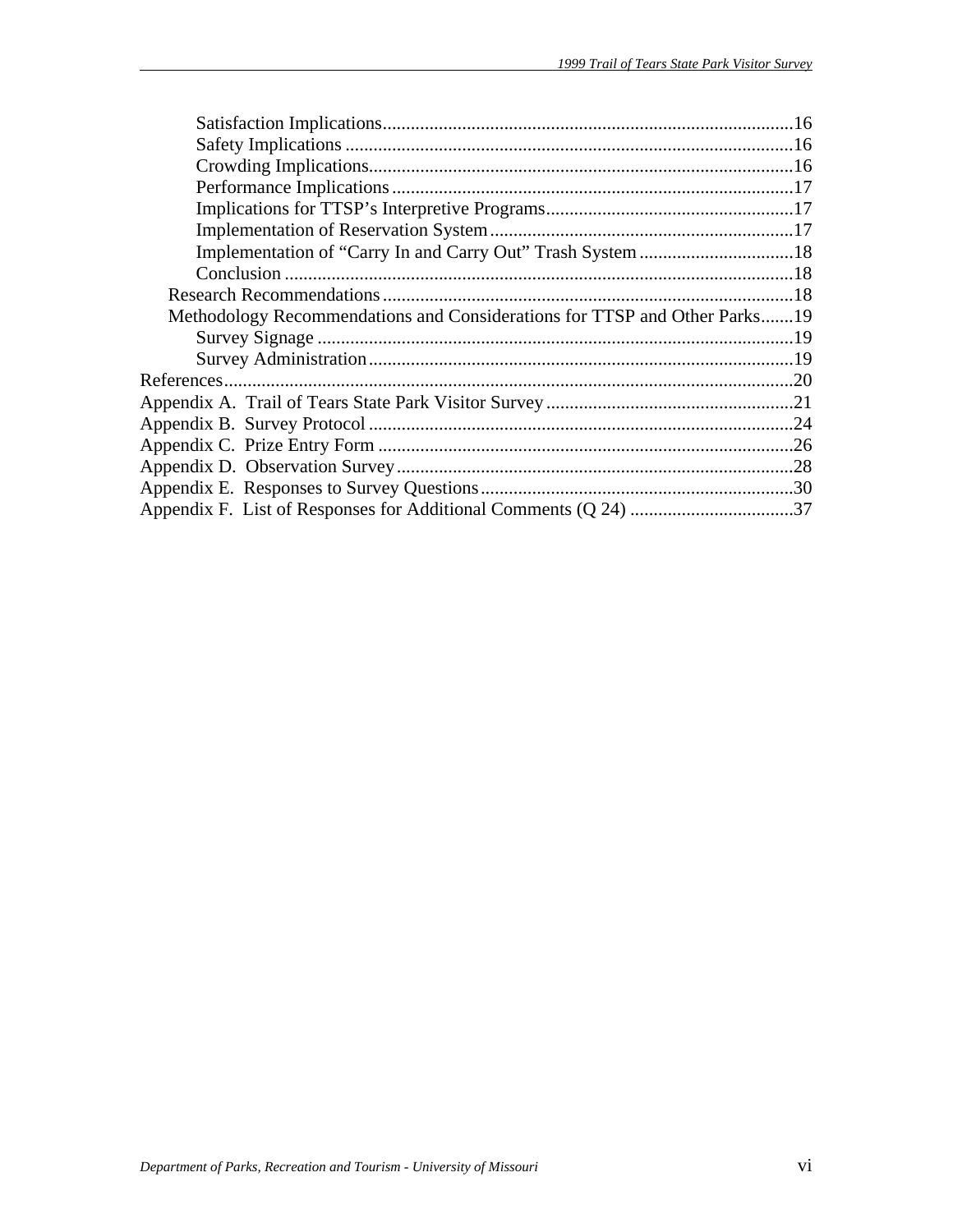- Satisfaction Implications .......................................................................................16
- Safety Implications ................................................................................................16
- Crowding Implications...........................................................................................16
- Performance Implications ......................................................................................17
- Implications for TTSP's Interpretive Programs.....................................................17
- Implementation of Reservation System.................................................................17
- Implementation of "Carry In and Carry Out" Trash System .................................18
- Conclusion .............................................................................................................18

Research Recommendations ........................................................................................18

Methodology Recommendations and Considerations for TTSP and Other Parks.......19

- Survey Signage ......................................................................................................19
- Survey Administration...........................................................................................19

References.........................................................................................................................20

Appendix A. Trail of Tears State Park Visitor Survey .....................................................21

Appendix B. Survey Protocol ...........................................................................................24

Appendix C. Prize Entry Form .........................................................................................26

Appendix D. Observation Survey.....................................................................................28

Appendix E. Responses to Survey Questions...................................................................30

Appendix F. List of Responses for Additional Comments (Q 24) ...................................37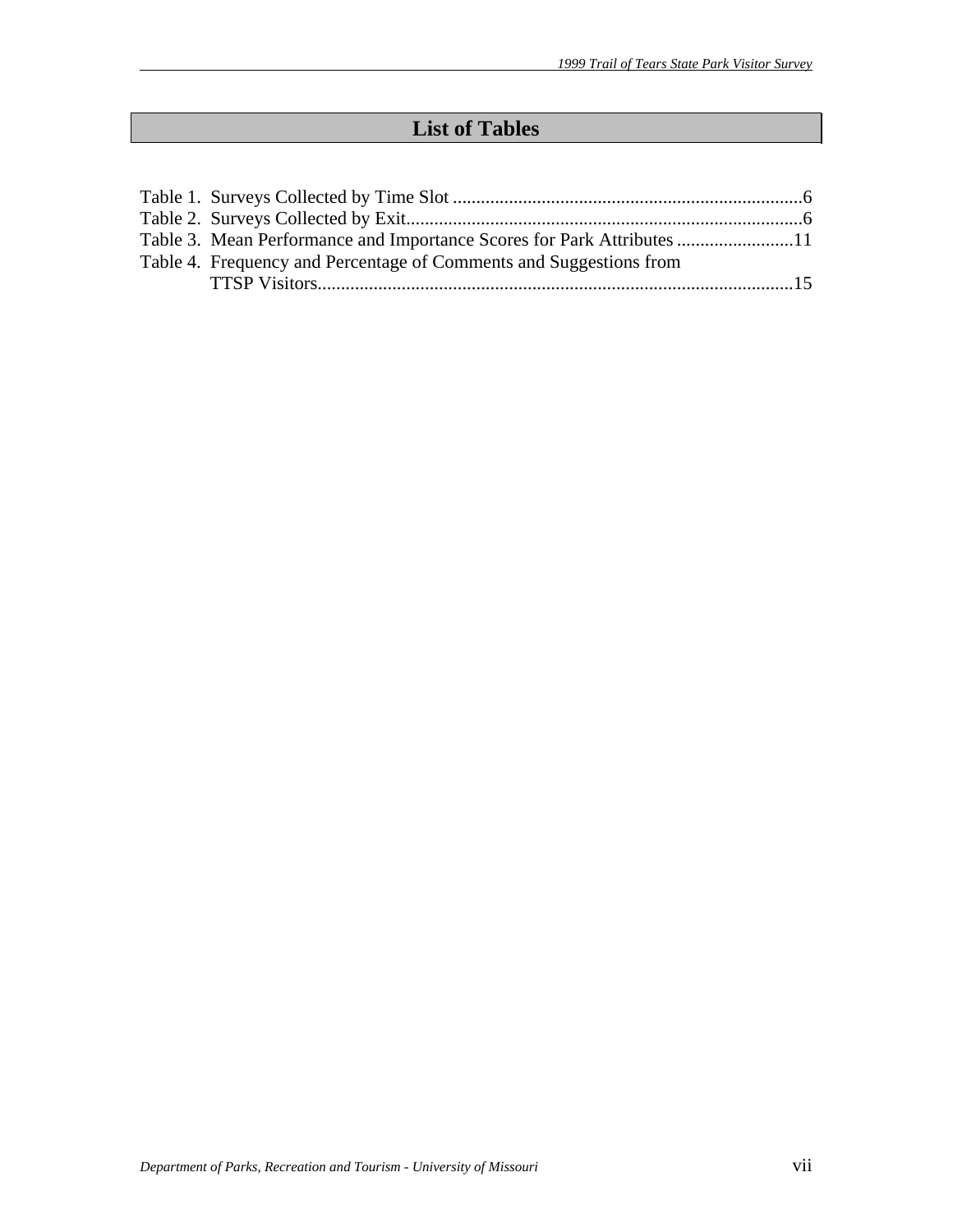# List of Tables

Table 1. Surveys Collected by Time Slot ..........................................................................6
Table 2. Surveys Collected by Exit....................................................................................6
Table 3. Mean Performance and Importance Scores for Park Attributes .........................11
Table 4. Frequency and Percentage of Comments and Suggestions from TTSP Visitors......................................................................................................15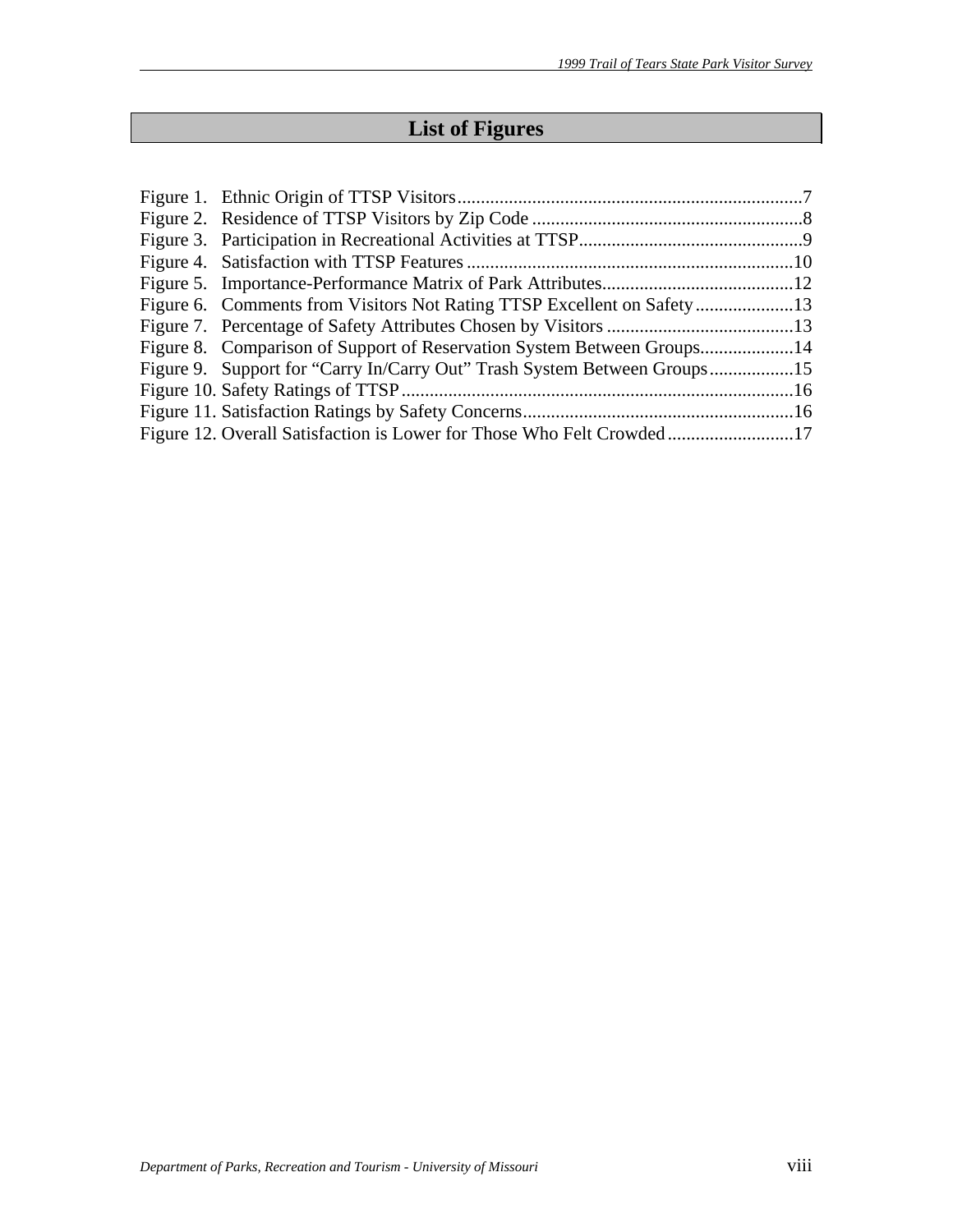# List of Figures

Figure 1. Ethnic Origin of TTSP Visitors..........................................................................7
Figure 2. Residence of TTSP Visitors by Zip Code ..........................................................8
Figure 3. Participation in Recreational Activities at TTSP................................................9
Figure 4. Satisfaction with TTSP Features ......................................................................10
Figure 5. Importance-Performance Matrix of Park Attributes.........................................12
Figure 6. Comments from Visitors Not Rating TTSP Excellent on Safety.....................13
Figure 7. Percentage of Safety Attributes Chosen by Visitors ........................................13
Figure 8. Comparison of Support of Reservation System Between Groups....................14
Figure 9. Support for "Carry In/Carry Out" Trash System Between Groups..................15
Figure 10. Safety Ratings of TTSP ....................................................................................16
Figure 11. Satisfaction Ratings by Safety Concerns..........................................................16
Figure 12. Overall Satisfaction is Lower for Those Who Felt Crowded...........................17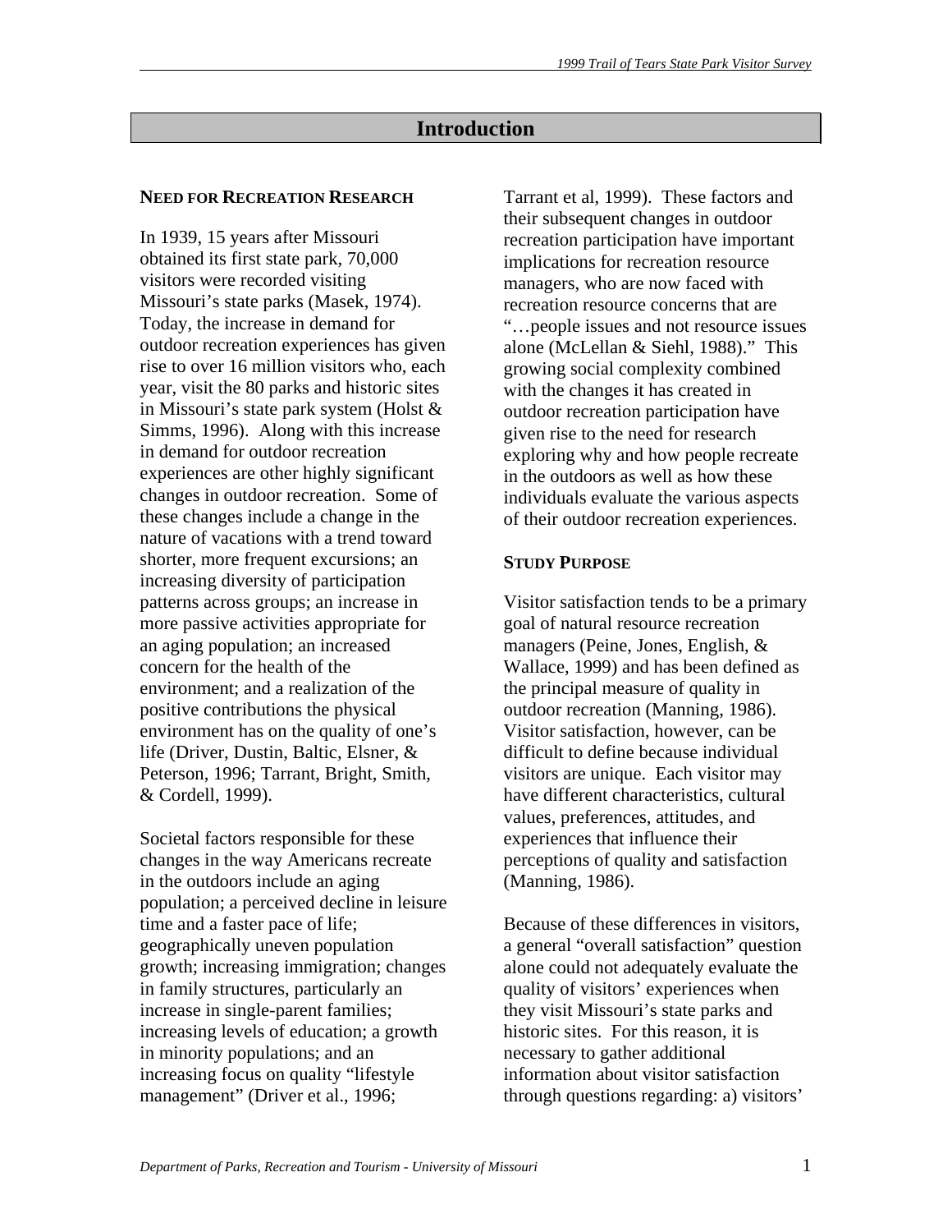# Introduction

## NEED FOR RECREATION RESEARCH

In 1939, 15 years after Missouri obtained its first state park, 70,000 visitors were recorded visiting Missouri's state parks (Masek, 1974). Today, the increase in demand for outdoor recreation experiences has given rise to over 16 million visitors who, each year, visit the 80 parks and historic sites in Missouri's state park system (Holst & Simms, 1996). Along with this increase in demand for outdoor recreation experiences are other highly significant changes in outdoor recreation. Some of these changes include a change in the nature of vacations with a trend toward shorter, more frequent excursions; an increasing diversity of participation patterns across groups; an increase in more passive activities appropriate for an aging population; an increased concern for the health of the environment; and a realization of the positive contributions the physical environment has on the quality of one's life (Driver, Dustin, Baltic, Elsner, & Peterson, 1996; Tarrant, Bright, Smith, & Cordell, 1999).

Societal factors responsible for these changes in the way Americans recreate in the outdoors include an aging population; a perceived decline in leisure time and a faster pace of life; geographically uneven population growth; increasing immigration; changes in family structures, particularly an increase in single-parent families; increasing levels of education; a growth in minority populations; and an increasing focus on quality "lifestyle management" (Driver et al., 1996; Tarrant et al, 1999). These factors and their subsequent changes in outdoor recreation participation have important implications for recreation resource managers, who are now faced with recreation resource concerns that are "…people issues and not resource issues alone (McLellan & Siehl, 1988)." This growing social complexity combined with the changes it has created in outdoor recreation participation have given rise to the need for research exploring why and how people recreate in the outdoors as well as how these individuals evaluate the various aspects of their outdoor recreation experiences.

## STUDY PURPOSE

Visitor satisfaction tends to be a primary goal of natural resource recreation managers (Peine, Jones, English, & Wallace, 1999) and has been defined as the principal measure of quality in outdoor recreation (Manning, 1986). Visitor satisfaction, however, can be difficult to define because individual visitors are unique. Each visitor may have different characteristics, cultural values, preferences, attitudes, and experiences that influence their perceptions of quality and satisfaction (Manning, 1986).

Because of these differences in visitors, a general "overall satisfaction" question alone could not adequately evaluate the quality of visitors' experiences when they visit Missouri's state parks and historic sites. For this reason, it is necessary to gather additional information about visitor satisfaction through questions regarding: a) visitors'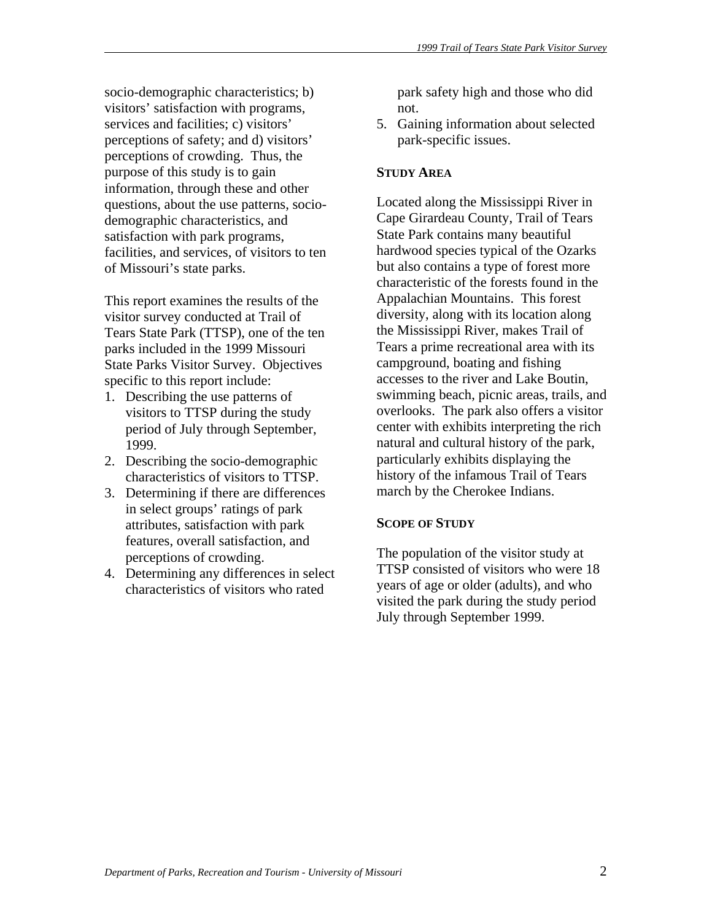socio-demographic characteristics; b) visitors' satisfaction with programs, services and facilities; c) visitors' perceptions of safety; and d) visitors' perceptions of crowding. Thus, the purpose of this study is to gain information, through these and other questions, about the use patterns, socio-demographic characteristics, and satisfaction with park programs, facilities, and services, of visitors to ten of Missouri's state parks.

This report examines the results of the visitor survey conducted at Trail of Tears State Park (TTSP), one of the ten parks included in the 1999 Missouri State Parks Visitor Survey. Objectives specific to this report include:

1. Describing the use patterns of visitors to TTSP during the study period of July through September, 1999.
2. Describing the socio-demographic characteristics of visitors to TTSP.
3. Determining if there are differences in select groups' ratings of park attributes, satisfaction with park features, overall satisfaction, and perceptions of crowding.
4. Determining any differences in select characteristics of visitors who rated park safety high and those who did not.
5. Gaining information about selected park-specific issues.

## STUDY AREA

Located along the Mississippi River in Cape Girardeau County, Trail of Tears State Park contains many beautiful hardwood species typical of the Ozarks but also contains a type of forest more characteristic of the forests found in the Appalachian Mountains. This forest diversity, along with its location along the Mississippi River, makes Trail of Tears a prime recreational area with its campground, boating and fishing accesses to the river and Lake Boutin, swimming beach, picnic areas, trails, and overlooks. The park also offers a visitor center with exhibits interpreting the rich natural and cultural history of the park, particularly exhibits displaying the history of the infamous Trail of Tears march by the Cherokee Indians.

## SCOPE OF STUDY

The population of the visitor study at TTSP consisted of visitors who were 18 years of age or older (adults), and who visited the park during the study period July through September 1999.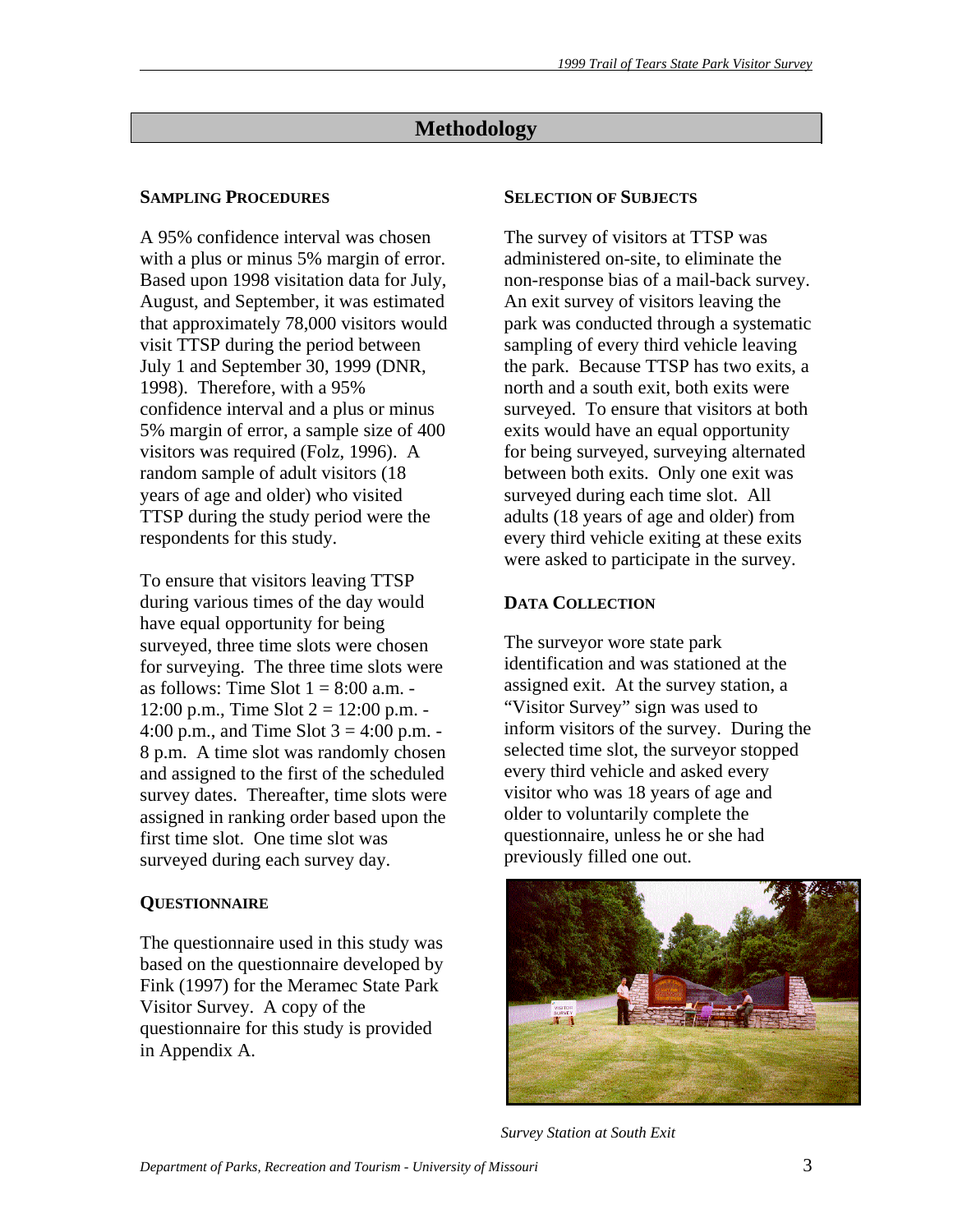# Methodology

### Sampling Procedures

A 95% confidence interval was chosen with a plus or minus 5% margin of error. Based upon 1998 visitation data for July, August, and September, it was estimated that approximately 78,000 visitors would visit TTSP during the period between July 1 and September 30, 1999 (DNR, 1998). Therefore, with a 95% confidence interval and a plus or minus 5% margin of error, a sample size of 400 visitors was required (Folz, 1996). A random sample of adult visitors (18 years of age and older) who visited TTSP during the study period were the respondents for this study.

To ensure that visitors leaving TTSP during various times of the day would have equal opportunity for being surveyed, three time slots were chosen for surveying. The three time slots were as follows: Time Slot 1 = 8:00 a.m. - 12:00 p.m., Time Slot 2 = 12:00 p.m. - 4:00 p.m., and Time Slot 3 = 4:00 p.m. - 8 p.m. A time slot was randomly chosen and assigned to the first of the scheduled survey dates. Thereafter, time slots were assigned in ranking order based upon the first time slot. One time slot was surveyed during each survey day.

### Questionnaire

The questionnaire used in this study was based on the questionnaire developed by Fink (1997) for the Meramec State Park Visitor Survey. A copy of the questionnaire for this study is provided in Appendix A.

### Selection of Subjects

The survey of visitors at TTSP was administered on-site, to eliminate the non-response bias of a mail-back survey. An exit survey of visitors leaving the park was conducted through a systematic sampling of every third vehicle leaving the park. Because TTSP has two exits, a north and a south exit, both exits were surveyed. To ensure that visitors at both exits would have an equal opportunity for being surveyed, surveying alternated between both exits. Only one exit was surveyed during each time slot. All adults (18 years of age and older) from every third vehicle exiting at these exits were asked to participate in the survey.

### Data Collection

The surveyor wore state park identification and was stationed at the assigned exit. At the survey station, a "Visitor Survey" sign was used to inform visitors of the survey. During the selected time slot, the surveyor stopped every third vehicle and asked every visitor who was 18 years of age and older to voluntarily complete the questionnaire, unless he or she had previously filled one out.

*Survey Station at South Exit*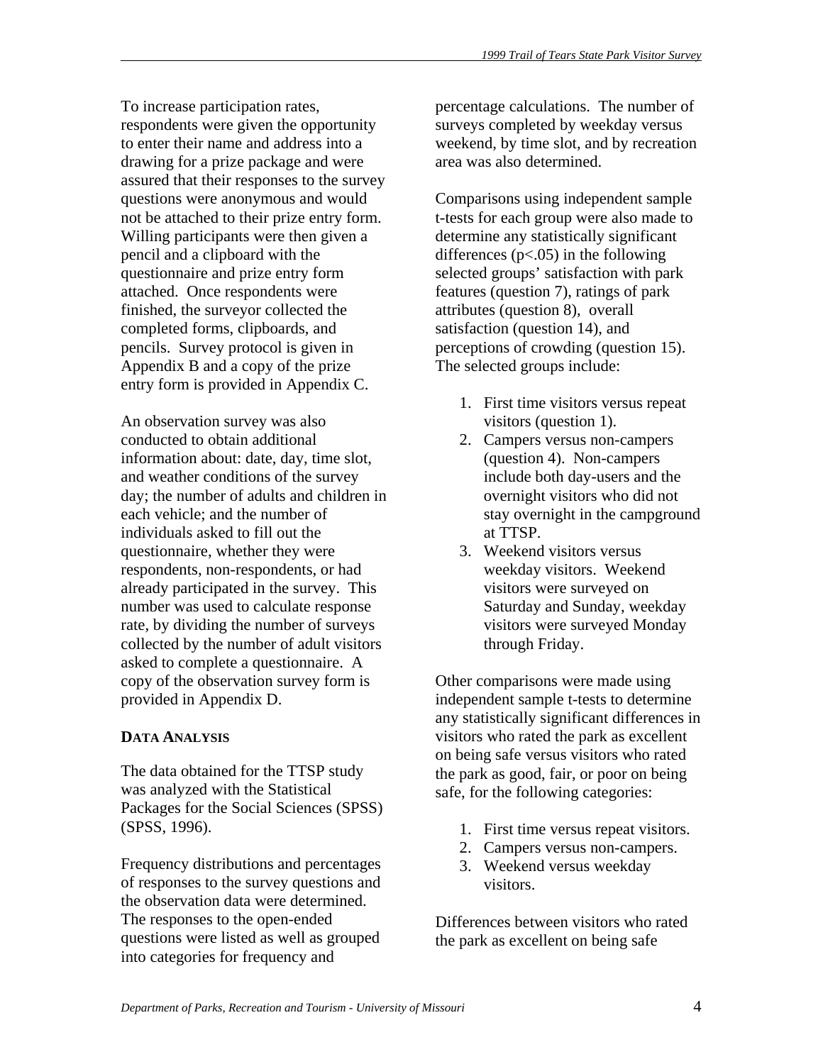To increase participation rates, respondents were given the opportunity to enter their name and address into a drawing for a prize package and were assured that their responses to the survey questions were anonymous and would not be attached to their prize entry form. Willing participants were then given a pencil and a clipboard with the questionnaire and prize entry form attached. Once respondents were finished, the surveyor collected the completed forms, clipboards, and pencils. Survey protocol is given in Appendix B and a copy of the prize entry form is provided in Appendix C.

An observation survey was also conducted to obtain additional information about: date, day, time slot, and weather conditions of the survey day; the number of adults and children in each vehicle; and the number of individuals asked to fill out the questionnaire, whether they were respondents, non-respondents, or had already participated in the survey. This number was used to calculate response rate, by dividing the number of surveys collected by the number of adult visitors asked to complete a questionnaire. A copy of the observation survey form is provided in Appendix D.

### DATA ANALYSIS

The data obtained for the TTSP study was analyzed with the Statistical Packages for the Social Sciences (SPSS) (SPSS, 1996).

Frequency distributions and percentages of responses to the survey questions and the observation data were determined. The responses to the open-ended questions were listed as well as grouped into categories for frequency and percentage calculations. The number of surveys completed by weekday versus weekend, by time slot, and by recreation area was also determined.

Comparisons using independent sample t-tests for each group were also made to determine any statistically significant differences ($p<.05$) in the following selected groups' satisfaction with park features (question 7), ratings of park attributes (question 8), overall satisfaction (question 14), and perceptions of crowding (question 15). The selected groups include:

1. First time visitors versus repeat visitors (question 1).
2. Campers versus non-campers (question 4). Non-campers include both day-users and the overnight visitors who did not stay overnight in the campground at TTSP.
3. Weekend visitors versus weekday visitors. Weekend visitors were surveyed on Saturday and Sunday, weekday visitors were surveyed Monday through Friday.

Other comparisons were made using independent sample t-tests to determine any statistically significant differences in visitors who rated the park as excellent on being safe versus visitors who rated the park as good, fair, or poor on being safe, for the following categories:

1. First time versus repeat visitors.
2. Campers versus non-campers.
3. Weekend versus weekday visitors.

Differences between visitors who rated the park as excellent on being safe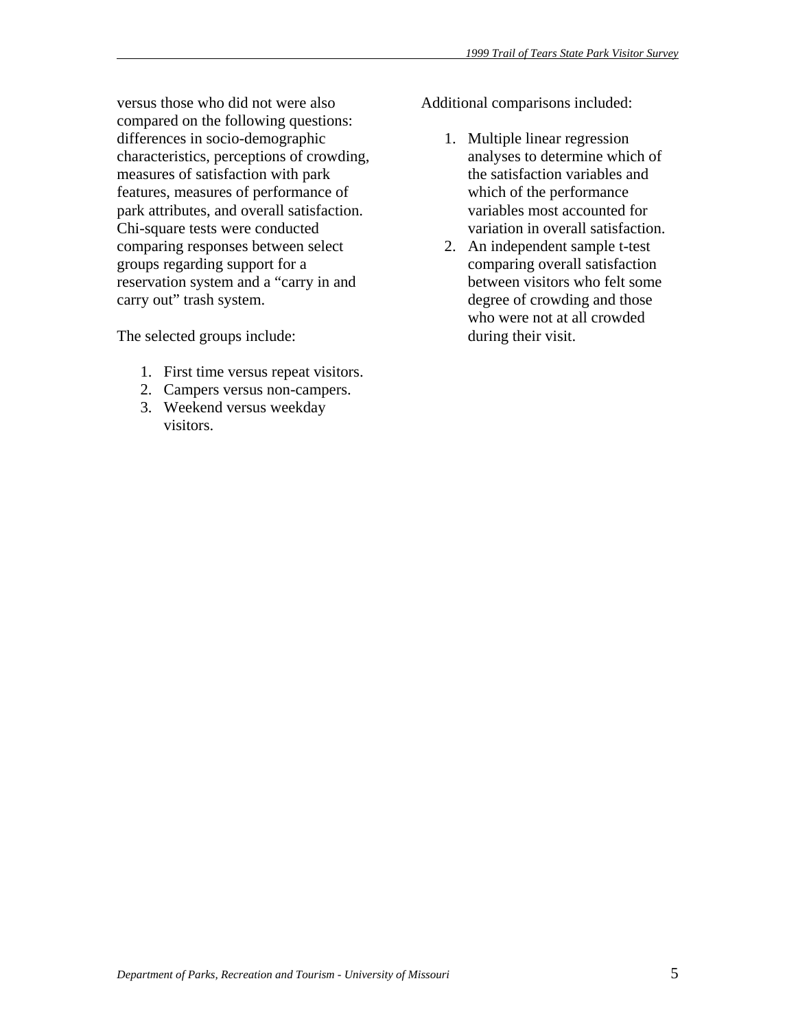versus those who did not were also compared on the following questions: differences in socio-demographic characteristics, perceptions of crowding, measures of satisfaction with park features, measures of performance of park attributes, and overall satisfaction. Chi-square tests were conducted comparing responses between select groups regarding support for a reservation system and a "carry in and carry out" trash system.

The selected groups include:

1. First time versus repeat visitors.
2. Campers versus non-campers.
3. Weekend versus weekday visitors.

Additional comparisons included:

1. Multiple linear regression analyses to determine which of the satisfaction variables and which of the performance variables most accounted for variation in overall satisfaction.
2. An independent sample t-test comparing overall satisfaction between visitors who felt some degree of crowding and those who were not at all crowded during their visit.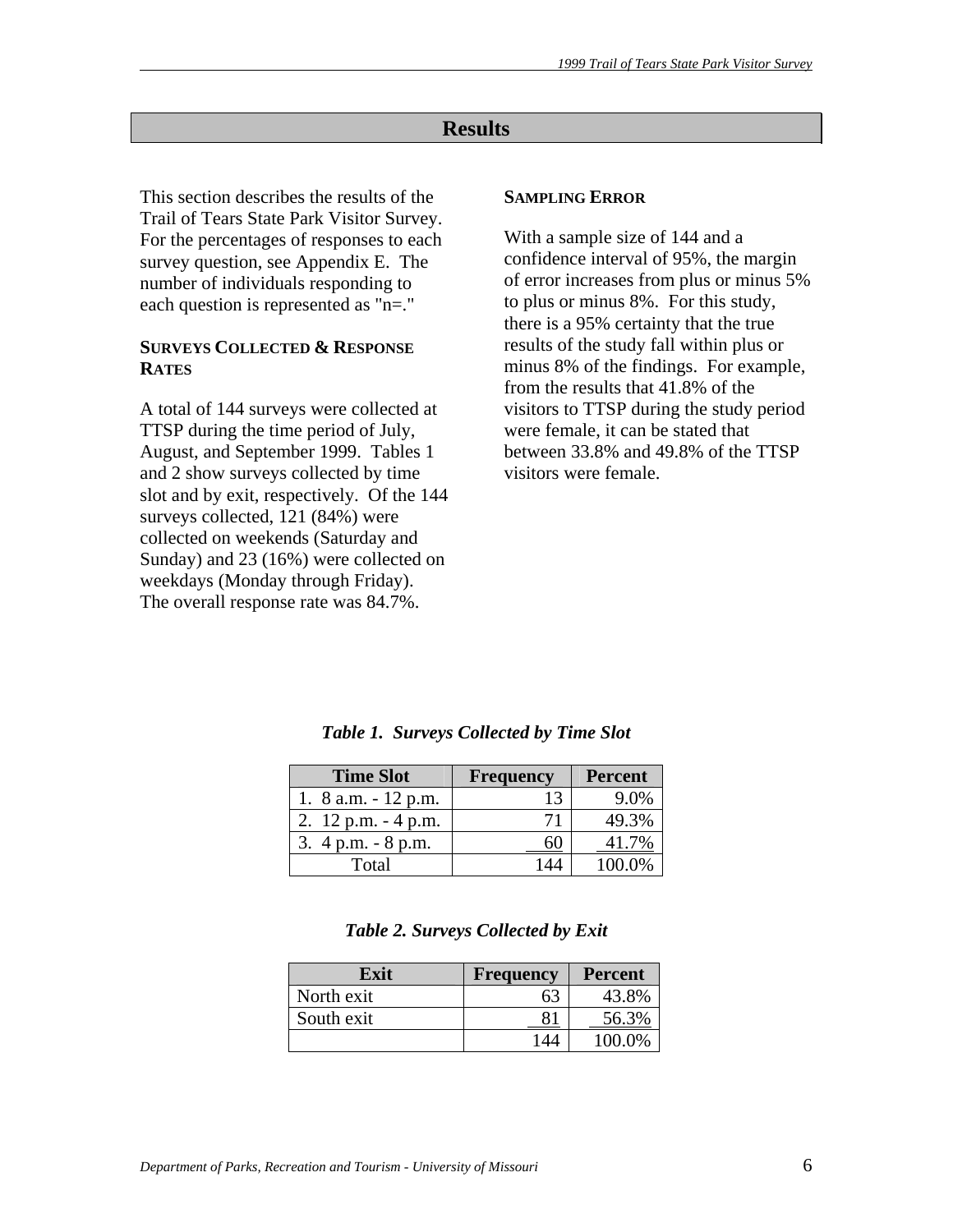# Results

This section describes the results of the Trail of Tears State Park Visitor Survey. For the percentages of responses to each survey question, see Appendix E. The number of individuals responding to each question is represented as "n=."

### SURVEYS COLLECTED & RESPONSE RATES

A total of 144 surveys were collected at TTSP during the time period of July, August, and September 1999. Tables 1 and 2 show surveys collected by time slot and by exit, respectively. Of the 144 surveys collected, 121 (84%) were collected on weekends (Saturday and Sunday) and 23 (16%) were collected on weekdays (Monday through Friday). The overall response rate was 84.7%.

### SAMPLING ERROR

With a sample size of 144 and a confidence interval of 95%, the margin of error increases from plus or minus 5% to plus or minus 8%. For this study, there is a 95% certainty that the true results of the study fall within plus or minus 8% of the findings. For example, from the results that 41.8% of the visitors to TTSP during the study period were female, it can be stated that between 33.8% and 49.8% of the TTSP visitors were female.

***Table 1. Surveys Collected by Time Slot***

| Time Slot | Frequency | Percent |
|---|---|---|
| 1. 8 a.m. - 12 p.m. | 13 | 9.0% |
| 2. 12 p.m. - 4 p.m. | 71 | 49.3% |
| 3. 4 p.m. - 8 p.m. | 60 | 41.7% |
| Total | 144 | 100.0% |

***Table 2. Surveys Collected by Exit***

| Exit | Frequency | Percent |
|---|---|---|
| North exit | 63 | 43.8% |
| South exit | 81 | 56.3% |
| | 144 | 100.0% |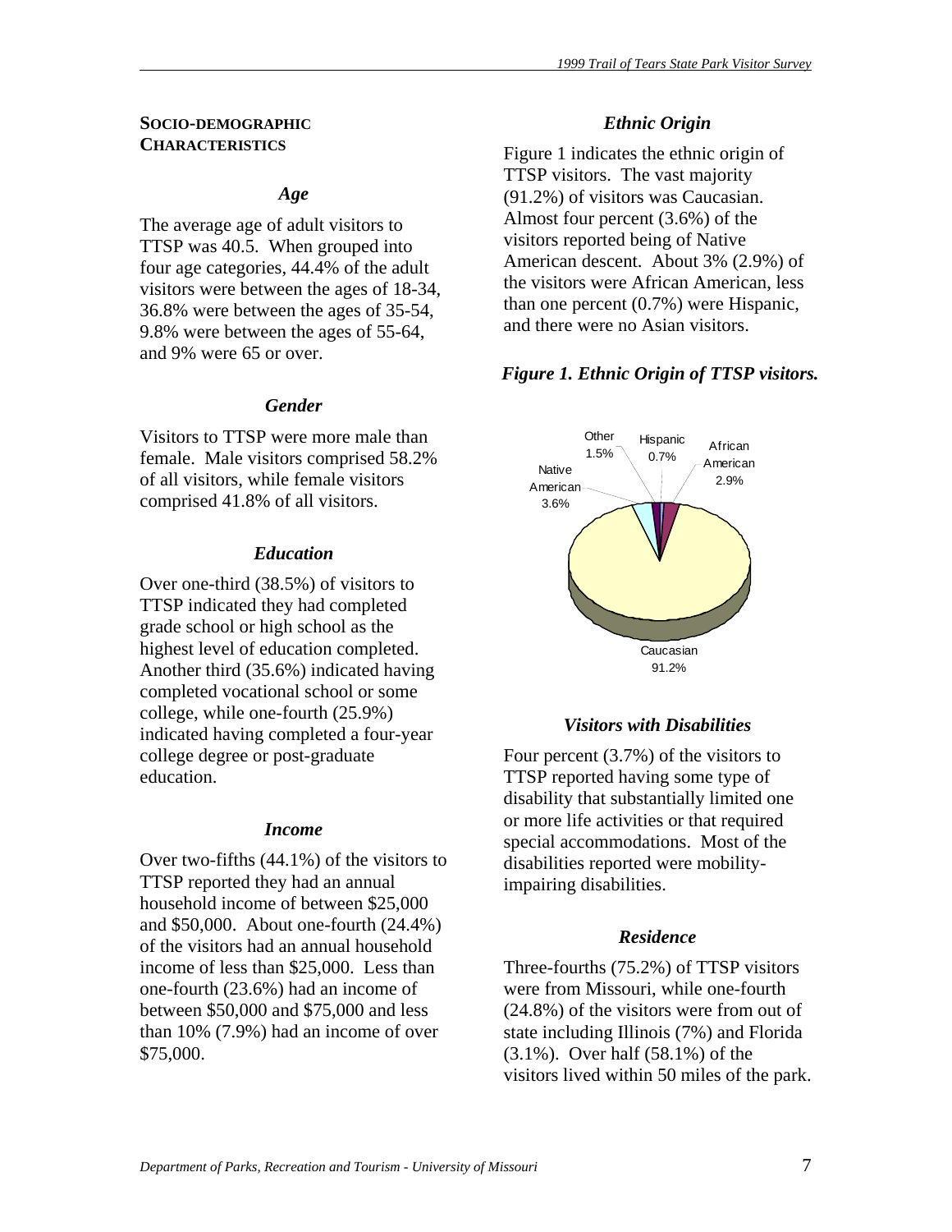## SOCIO-DEMOGRAPHIC CHARACTERISTICS

### *Age*

The average age of adult visitors to TTSP was 40.5. When grouped into four age categories, 44.4% of the adult visitors were between the ages of 18-34, 36.8% were between the ages of 35-54, 9.8% were between the ages of 55-64, and 9% were 65 or over.

### *Gender*

Visitors to TTSP were more male than female. Male visitors comprised 58.2% of all visitors, while female visitors comprised 41.8% of all visitors.

### *Education*

Over one-third (38.5%) of visitors to TTSP indicated they had completed grade school or high school as the highest level of education completed. Another third (35.6%) indicated having completed vocational school or some college, while one-fourth (25.9%) indicated having completed a four-year college degree or post-graduate education.

### *Income*

Over two-fifths (44.1%) of the visitors to TTSP reported they had an annual household income of between $25,000 and $50,000. About one-fourth (24.4%) of the visitors had an annual household income of less than $25,000. Less than one-fourth (23.6%) had an income of between $50,000 and $75,000 and less than 10% (7.9%) had an income of over $75,000.

### *Ethnic Origin*

Figure 1 indicates the ethnic origin of TTSP visitors. The vast majority (91.2%) of visitors was Caucasian. Almost four percent (3.6%) of the visitors reported being of Native American descent. About 3% (2.9%) of the visitors were African American, less than one percent (0.7%) were Hispanic, and there were no Asian visitors.

***Figure 1. Ethnic Origin of TTSP visitors.***

| Ethnic Origin | Percent |
|---|---|
| Caucasian | 91.2% |
| Native American | 3.6% |
| African American | 2.9% |
| Other | 1.5% |
| Hispanic | 0.7% |

### *Visitors with Disabilities*

Four percent (3.7%) of the visitors to TTSP reported having some type of disability that substantially limited one or more life activities or that required special accommodations. Most of the disabilities reported were mobility-impairing disabilities.

### *Residence*

Three-fourths (75.2%) of TTSP visitors were from Missouri, while one-fourth (24.8%) of the visitors were from out of state including Illinois (7%) and Florida (3.1%). Over half (58.1%) of the visitors lived within 50 miles of the park.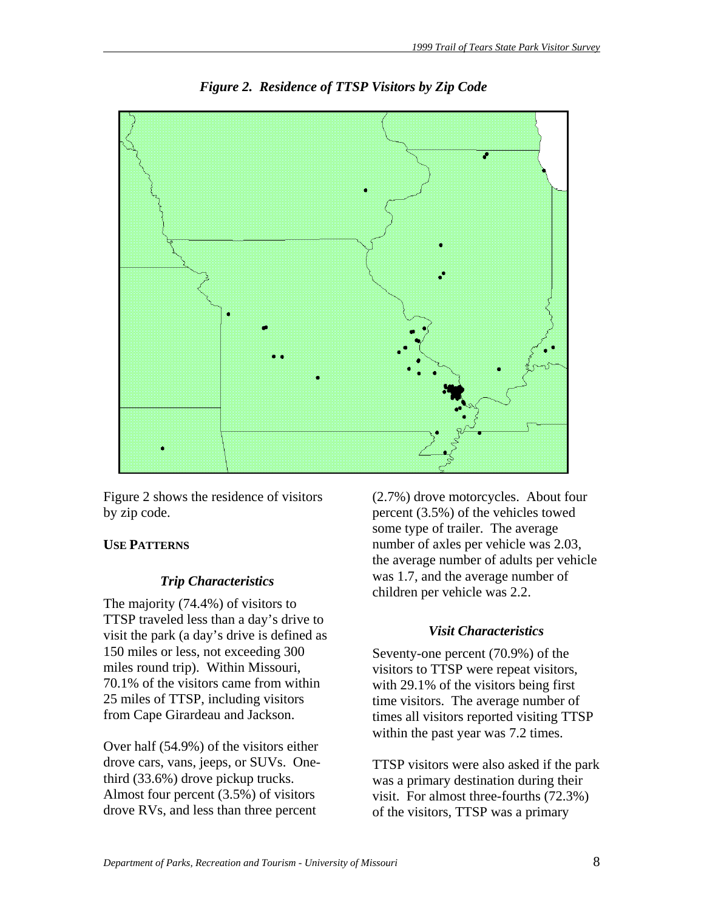*Figure 2. Residence of TTSP Visitors by Zip Code*

Figure 2 shows the residence of visitors by zip code.

**USE PATTERNS**

### *Trip Characteristics*

The majority (74.4%) of visitors to TTSP traveled less than a day's drive to visit the park (a day's drive is defined as 150 miles or less, not exceeding 300 miles round trip). Within Missouri, 70.1% of the visitors came from within 25 miles of TTSP, including visitors from Cape Girardeau and Jackson.

Over half (54.9%) of the visitors either drove cars, vans, jeeps, or SUVs. One-third (33.6%) drove pickup trucks. Almost four percent (3.5%) of visitors drove RVs, and less than three percent (2.7%) drove motorcycles. About four percent (3.5%) of the vehicles towed some type of trailer. The average number of axles per vehicle was 2.03, the average number of adults per vehicle was 1.7, and the average number of children per vehicle was 2.2.

### *Visit Characteristics*

Seventy-one percent (70.9%) of the visitors to TTSP were repeat visitors, with 29.1% of the visitors being first time visitors. The average number of times all visitors reported visiting TTSP within the past year was 7.2 times.

TTSP visitors were also asked if the park was a primary destination during their visit. For almost three-fourths (72.3%) of the visitors, TTSP was a primary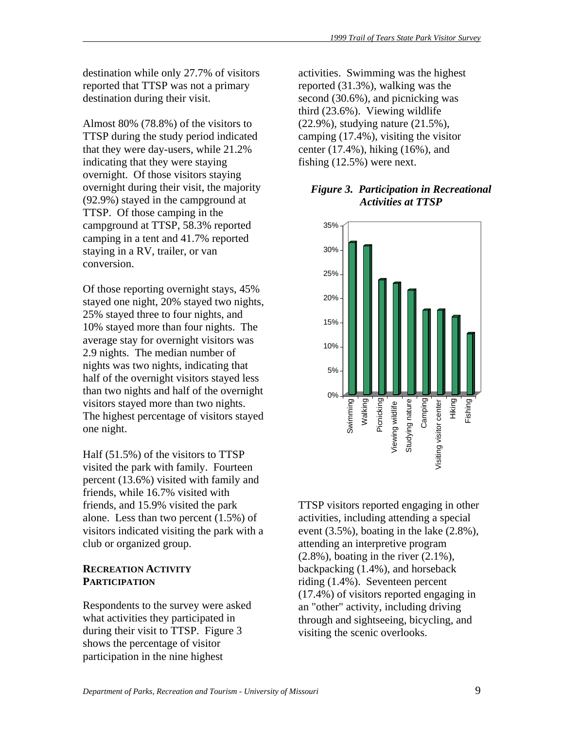destination while only 27.7% of visitors reported that TTSP was not a primary destination during their visit.

Almost 80% (78.8%) of the visitors to TTSP during the study period indicated that they were day-users, while 21.2% indicating that they were staying overnight. Of those visitors staying overnight during their visit, the majority (92.9%) stayed in the campground at TTSP. Of those camping in the campground at TTSP, 58.3% reported camping in a tent and 41.7% reported staying in a RV, trailer, or van conversion.

Of those reporting overnight stays, 45% stayed one night, 20% stayed two nights, 25% stayed three to four nights, and 10% stayed more than four nights. The average stay for overnight visitors was 2.9 nights. The median number of nights was two nights, indicating that half of the overnight visitors stayed less than two nights and half of the overnight visitors stayed more than two nights. The highest percentage of visitors stayed one night.

Half (51.5%) of the visitors to TTSP visited the park with family. Fourteen percent (13.6%) visited with family and friends, while 16.7% visited with friends, and 15.9% visited the park alone. Less than two percent (1.5%) of visitors indicated visiting the park with a club or organized group.

## RECREATION ACTIVITY PARTICIPATION

Respondents to the survey were asked what activities they participated in during their visit to TTSP. Figure 3 shows the percentage of visitor participation in the nine highest activities. Swimming was the highest reported (31.3%), walking was the second (30.6%), and picnicking was third (23.6%). Viewing wildlife (22.9%), studying nature (21.5%), camping (17.4%), visiting the visitor center (17.4%), hiking (16%), and fishing (12.5%) were next.

***Figure 3. Participation in Recreational Activities at TTSP***

| Activity | Percentage |
|---|---|
| Swimming | 31.3% |
| Walking | 30.6% |
| Picnicking | 23.6% |
| Viewing wildlife | 22.9% |
| Studying nature | 21.5% |
| Camping | 17.4% |
| Visiting visitor center | 17.4% |
| Hiking | 16% |
| Fishing | 12.5% |

TTSP visitors reported engaging in other activities, including attending a special event (3.5%), boating in the lake (2.8%), attending an interpretive program (2.8%), boating in the river (2.1%), backpacking (1.4%), and horseback riding (1.4%). Seventeen percent (17.4%) of visitors reported engaging in an "other" activity, including driving through and sightseeing, bicycling, and visiting the scenic overlooks.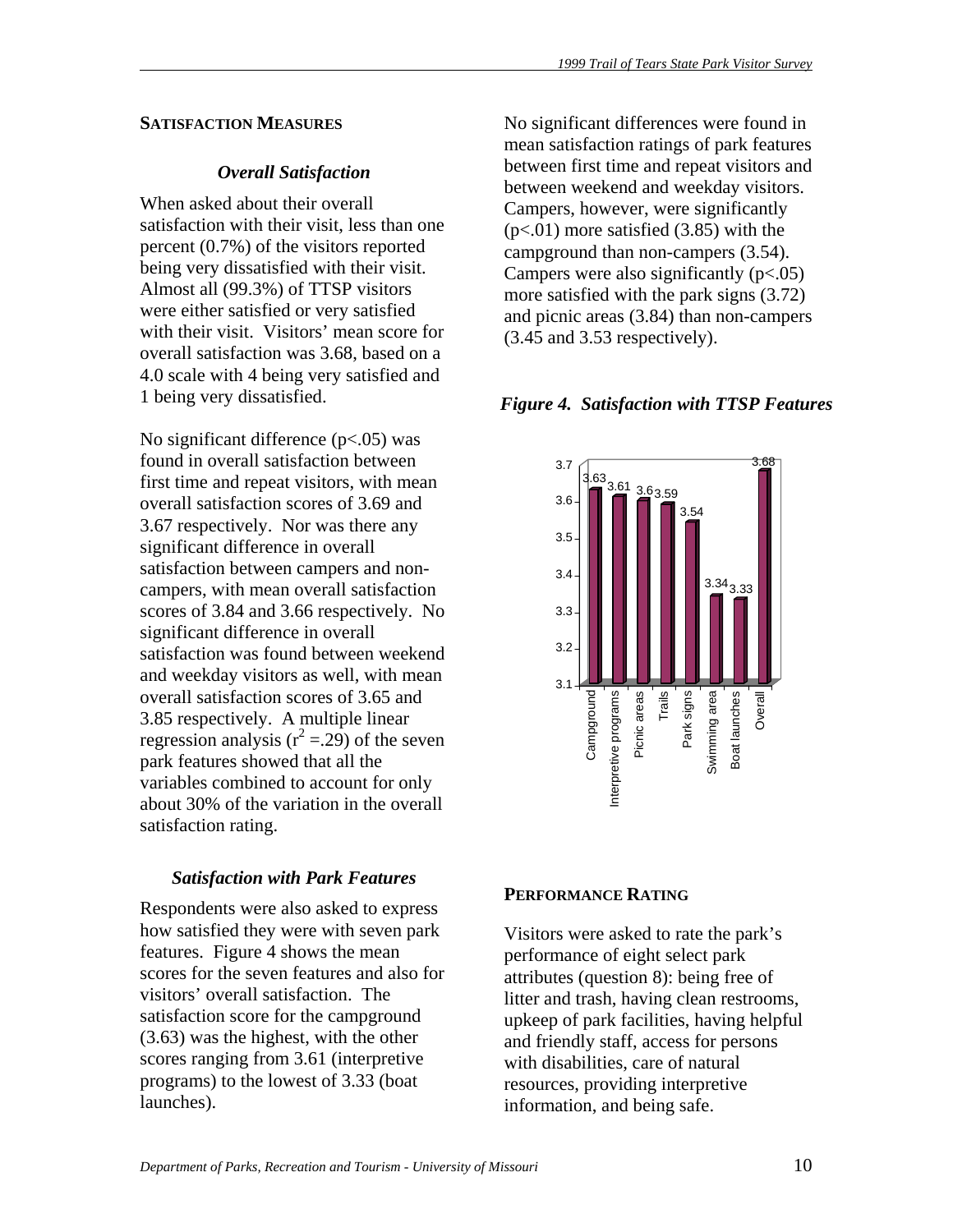## SATISFACTION MEASURES

### *Overall Satisfaction*

When asked about their overall satisfaction with their visit, less than one percent (0.7%) of the visitors reported being very dissatisfied with their visit. Almost all (99.3%) of TTSP visitors were either satisfied or very satisfied with their visit. Visitors' mean score for overall satisfaction was 3.68, based on a 4.0 scale with 4 being very satisfied and 1 being very dissatisfied.

No significant difference ($p<.05$) was found in overall satisfaction between first time and repeat visitors, with mean overall satisfaction scores of 3.69 and 3.67 respectively. Nor was there any significant difference in overall satisfaction between campers and non-campers, with mean overall satisfaction scores of 3.84 and 3.66 respectively. No significant difference in overall satisfaction was found between weekend and weekday visitors as well, with mean overall satisfaction scores of 3.65 and 3.85 respectively. A multiple linear regression analysis ($r^2=.29$) of the seven park features showed that all the variables combined to account for only about 30% of the variation in the overall satisfaction rating.

### *Satisfaction with Park Features*

Respondents were also asked to express how satisfied they were with seven park features. Figure 4 shows the mean scores for the seven features and also for visitors' overall satisfaction. The satisfaction score for the campground (3.63) was the highest, with the other scores ranging from 3.61 (interpretive programs) to the lowest of 3.33 (boat launches).

No significant differences were found in mean satisfaction ratings of park features between first time and repeat visitors and between weekend and weekday visitors. Campers, however, were significantly ($p<.01$) more satisfied (3.85) with the campground than non-campers (3.54). Campers were also significantly ($p<.05$) more satisfied with the park signs (3.72) and picnic areas (3.84) than non-campers (3.45 and 3.53 respectively).

***Figure 4. Satisfaction with TTSP Features***

| Feature | Mean Satisfaction |
|---|---|
| Campground | 3.63 |
| Interpretive programs | 3.61 |
| Picnic areas | 3.6 |
| Trails | 3.59 |
| Park signs | 3.54 |
| Swimming area | 3.34 |
| Boat launches | 3.33 |
| Overall | 3.68 |

## PERFORMANCE RATING

Visitors were asked to rate the park's performance of eight select park attributes (question 8): being free of litter and trash, having clean restrooms, upkeep of park facilities, having helpful and friendly staff, access for persons with disabilities, care of natural resources, providing interpretive information, and being safe.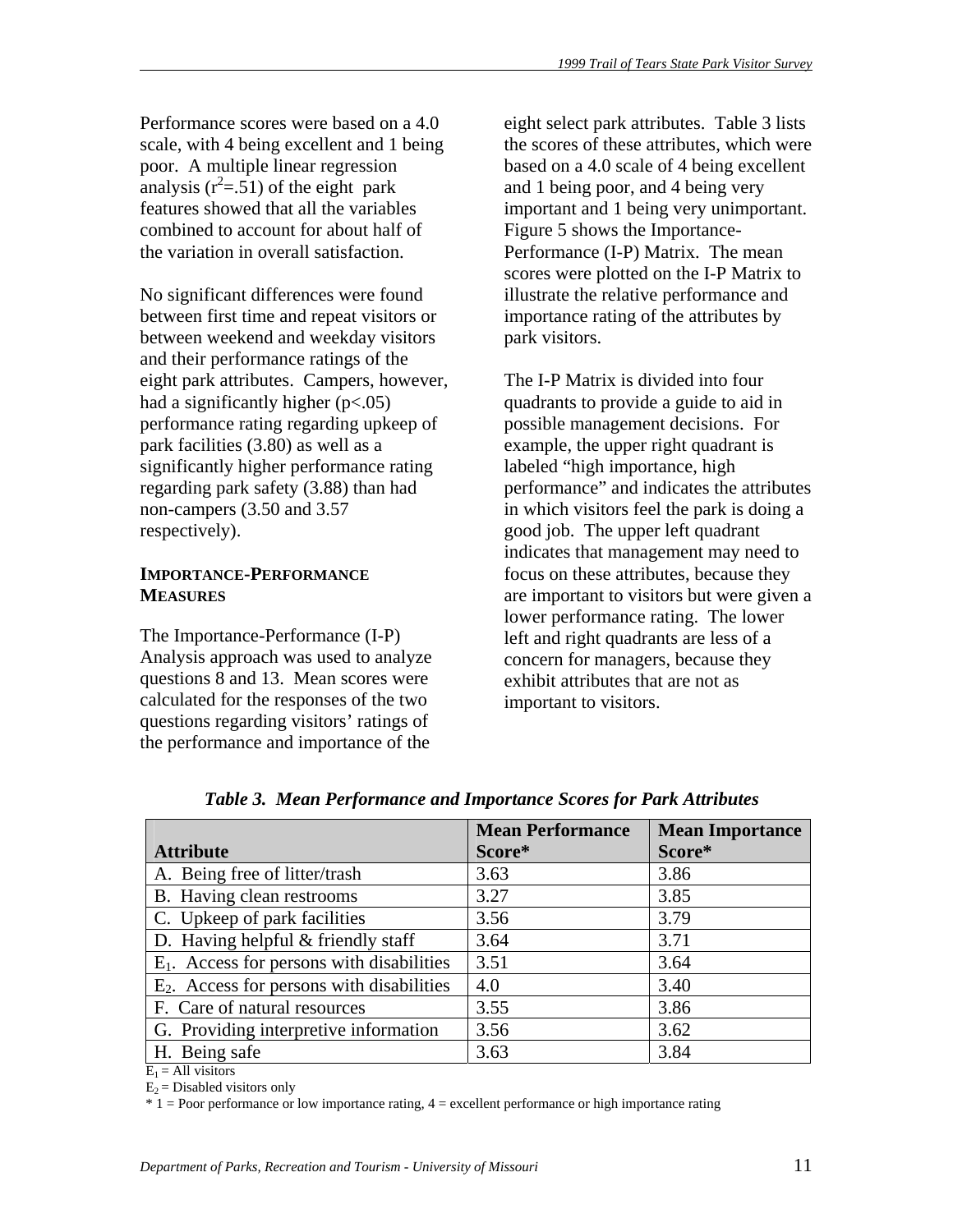Performance scores were based on a 4.0 scale, with 4 being excellent and 1 being poor. A multiple linear regression analysis ($r^2$=.51) of the eight park features showed that all the variables combined to account for about half of the variation in overall satisfaction.

No significant differences were found between first time and repeat visitors or between weekend and weekday visitors and their performance ratings of the eight park attributes. Campers, however, had a significantly higher ($p<.05$) performance rating regarding upkeep of park facilities (3.80) as well as a significantly higher performance rating regarding park safety (3.88) than had non-campers (3.50 and 3.57 respectively).

## IMPORTANCE-PERFORMANCE MEASURES

The Importance-Performance (I-P) Analysis approach was used to analyze questions 8 and 13. Mean scores were calculated for the responses of the two questions regarding visitors' ratings of the performance and importance of the eight select park attributes. Table 3 lists the scores of these attributes, which were based on a 4.0 scale of 4 being excellent and 1 being poor, and 4 being very important and 1 being very unimportant. Figure 5 shows the Importance-Performance (I-P) Matrix. The mean scores were plotted on the I-P Matrix to illustrate the relative performance and importance rating of the attributes by park visitors.

The I-P Matrix is divided into four quadrants to provide a guide to aid in possible management decisions. For example, the upper right quadrant is labeled "high importance, high performance" and indicates the attributes in which visitors feel the park is doing a good job. The upper left quadrant indicates that management may need to focus on these attributes, because they are important to visitors but were given a lower performance rating. The lower left and right quadrants are less of a concern for managers, because they exhibit attributes that are not as important to visitors.

***Table 3. Mean Performance and Importance Scores for Park Attributes***

| Attribute | Mean Performance Score* | Mean Importance Score* |
|---|---|---|
| A. Being free of litter/trash | 3.63 | 3.86 |
| B. Having clean restrooms | 3.27 | 3.85 |
| C. Upkeep of park facilities | 3.56 | 3.79 |
| D. Having helpful & friendly staff | 3.64 | 3.71 |
| $E_1$. Access for persons with disabilities | 3.51 | 3.64 |
| $E_2$. Access for persons with disabilities | 4.0 | 3.40 |
| F. Care of natural resources | 3.55 | 3.86 |
| G. Providing interpretive information | 3.56 | 3.62 |
| H. Being safe | 3.63 | 3.84 |

$E_1$ = All visitors

$E_2$ = Disabled visitors only

* 1 = Poor performance or low importance rating, 4 = excellent performance or high importance rating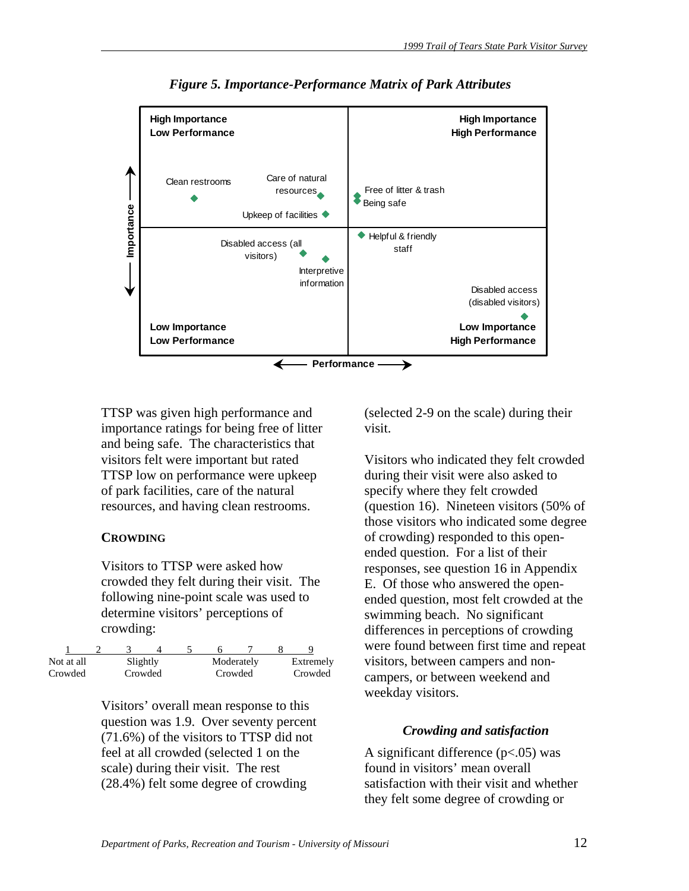*Figure 5. Importance-Performance Matrix of Park Attributes*

TTSP was given high performance and importance ratings for being free of litter and being safe. The characteristics that visitors felt were important but rated TTSP low on performance were upkeep of park facilities, care of the natural resources, and having clean restrooms.

### CROWDING

Visitors to TTSP were asked how crowded they felt during their visit. The following nine-point scale was used to determine visitors' perceptions of crowding:

| 1 | 2 | 3 | 4 | 5 | 6 | 7 | 8 | 9 |
|---|---|---|---|---|---|---|---|---|
| Not at all Crowded | | Slightly Crowded | | | Moderately Crowded | | | Extremely Crowded |

Visitors' overall mean response to this question was 1.9. Over seventy percent (71.6%) of the visitors to TTSP did not feel at all crowded (selected 1 on the scale) during their visit. The rest (28.4%) felt some degree of crowding (selected 2-9 on the scale) during their visit.

Visitors who indicated they felt crowded during their visit were also asked to specify where they felt crowded (question 16). Nineteen visitors (50% of those visitors who indicated some degree of crowding) responded to this open-ended question. For a list of their responses, see question 16 in Appendix E. Of those who answered the open-ended question, most felt crowded at the swimming beach. No significant differences in perceptions of crowding were found between first time and repeat visitors, between campers and non-campers, or between weekend and weekday visitors.

#### *Crowding and satisfaction*

A significant difference ($p<.05$) was found in visitors' mean overall satisfaction with their visit and whether they felt some degree of crowding or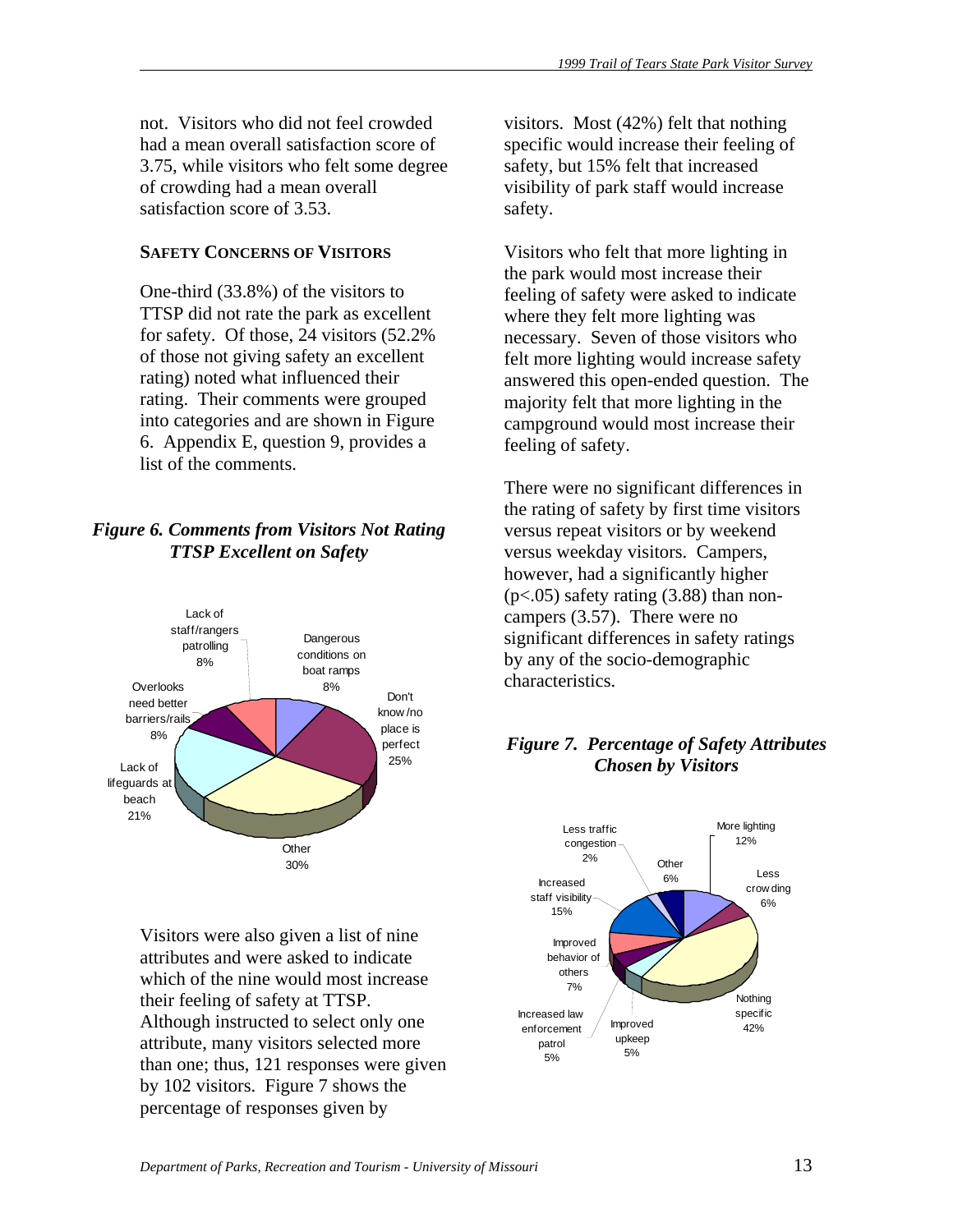not. Visitors who did not feel crowded had a mean overall satisfaction score of 3.75, while visitors who felt some degree of crowding had a mean overall satisfaction score of 3.53.

### SAFETY CONCERNS OF VISITORS

One-third (33.8%) of the visitors to TTSP did not rate the park as excellent for safety. Of those, 24 visitors (52.2% of those not giving safety an excellent rating) noted what influenced their rating. Their comments were grouped into categories and are shown in Figure 6. Appendix E, question 9, provides a list of the comments.

***Figure 6. Comments from Visitors Not Rating TTSP Excellent on Safety***

| Category | Percentage |
|---|---|
| Dangerous conditions on boat ramps | 8% |
| Don't know/no place is perfect | 25% |
| Other | 30% |
| Lack of lifeguards at beach | 21% |
| Overlooks need better barriers/rails | 8% |
| Lack of staff/rangers patrolling | 8% |

Visitors were also given a list of nine attributes and were asked to indicate which of the nine would most increase their feeling of safety at TTSP. Although instructed to select only one attribute, many visitors selected more than one; thus, 121 responses were given by 102 visitors. Figure 7 shows the percentage of responses given by visitors. Most (42%) felt that nothing specific would increase their feeling of safety, but 15% felt that increased visibility of park staff would increase safety.

Visitors who felt that more lighting in the park would most increase their feeling of safety were asked to indicate where they felt more lighting was necessary. Seven of those visitors who felt more lighting would increase safety answered this open-ended question. The majority felt that more lighting in the campground would most increase their feeling of safety.

There were no significant differences in the rating of safety by first time visitors versus repeat visitors or by weekend versus weekday visitors. Campers, however, had a significantly higher ($p<.05$) safety rating (3.88) than non-campers (3.57). There were no significant differences in safety ratings by any of the socio-demographic characteristics.

***Figure 7. Percentage of Safety Attributes Chosen by Visitors***

| Attribute | Percentage |
|---|---|
| More lighting | 12% |
| Less crowding | 6% |
| Nothing specific | 42% |
| Improved upkeep | 5% |
| Increased law enforcement patrol | 5% |
| Improved behavior of others | 7% |
| Increased staff visibility | 15% |
| Less traffic congestion | 2% |
| Other | 6% |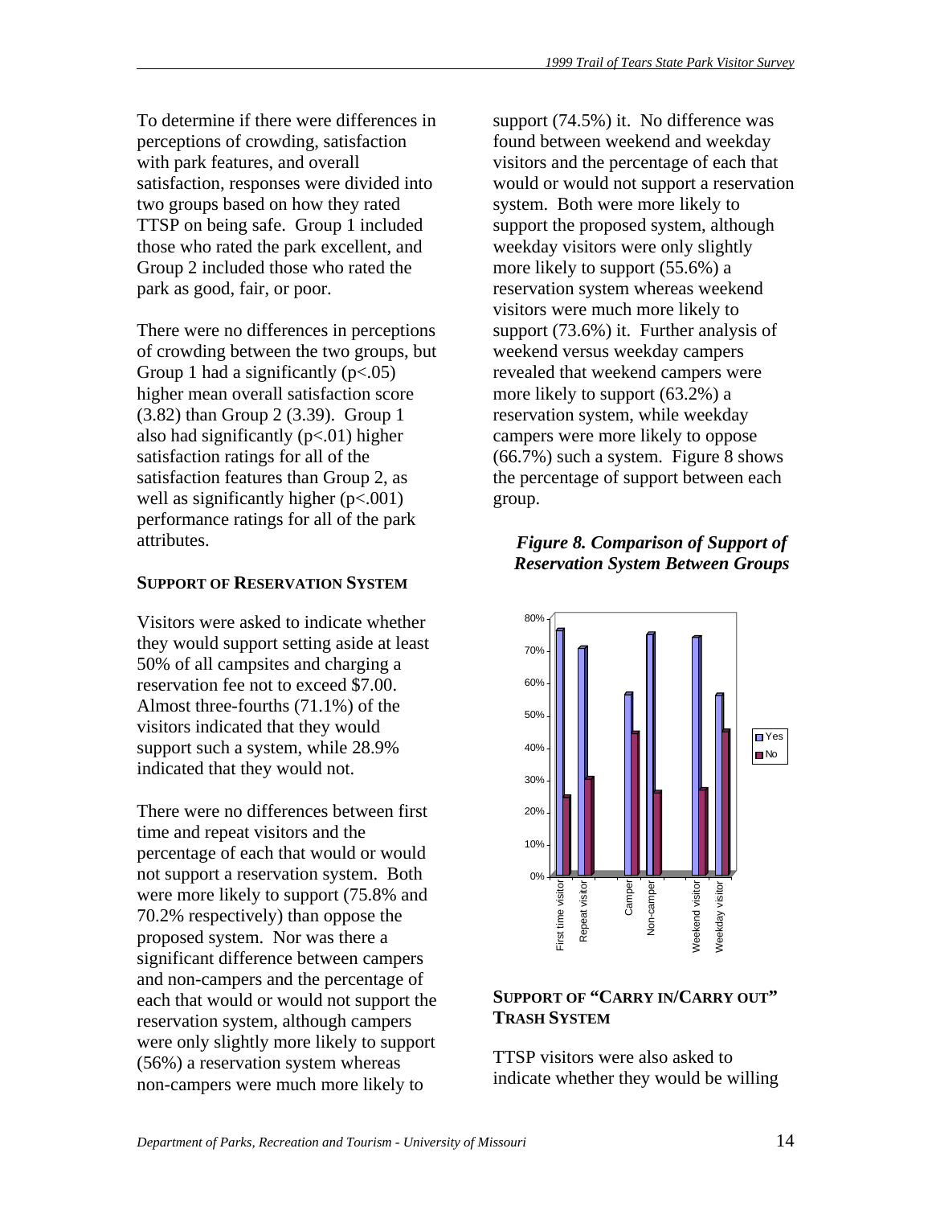To determine if there were differences in perceptions of crowding, satisfaction with park features, and overall satisfaction, responses were divided into two groups based on how they rated TTSP on being safe. Group 1 included those who rated the park excellent, and Group 2 included those who rated the park as good, fair, or poor.

There were no differences in perceptions of crowding between the two groups, but Group 1 had a significantly ($p<.05$) higher mean overall satisfaction score (3.82) than Group 2 (3.39). Group 1 also had significantly ($p<.01$) higher satisfaction ratings for all of the satisfaction features than Group 2, as well as significantly higher ($p<.001$) performance ratings for all of the park attributes.

#### SUPPORT OF RESERVATION SYSTEM

Visitors were asked to indicate whether they would support setting aside at least 50% of all campsites and charging a reservation fee not to exceed $7.00. Almost three-fourths (71.1%) of the visitors indicated that they would support such a system, while 28.9% indicated that they would not.

There were no differences between first time and repeat visitors and the percentage of each that would or would not support a reservation system. Both were more likely to support (75.8% and 70.2% respectively) than oppose the proposed system. Nor was there a significant difference between campers and non-campers and the percentage of each that would or would not support the reservation system, although campers were only slightly more likely to support (56%) a reservation system whereas non-campers were much more likely to support (74.5%) it. No difference was found between weekend and weekday visitors and the percentage of each that would or would not support a reservation system. Both were more likely to support the proposed system, although weekday visitors were only slightly more likely to support (55.6%) a reservation system whereas weekend visitors were much more likely to support (73.6%) it. Further analysis of weekend versus weekday campers revealed that weekend campers were more likely to support (63.2%) a reservation system, while weekday campers were more likely to oppose (66.7%) such a system. Figure 8 shows the percentage of support between each group.

***Figure 8. Comparison of Support of Reservation System Between Groups***

#### SUPPORT OF "CARRY IN/CARRY OUT" TRASH SYSTEM

TTSP visitors were also asked to indicate whether they would be willing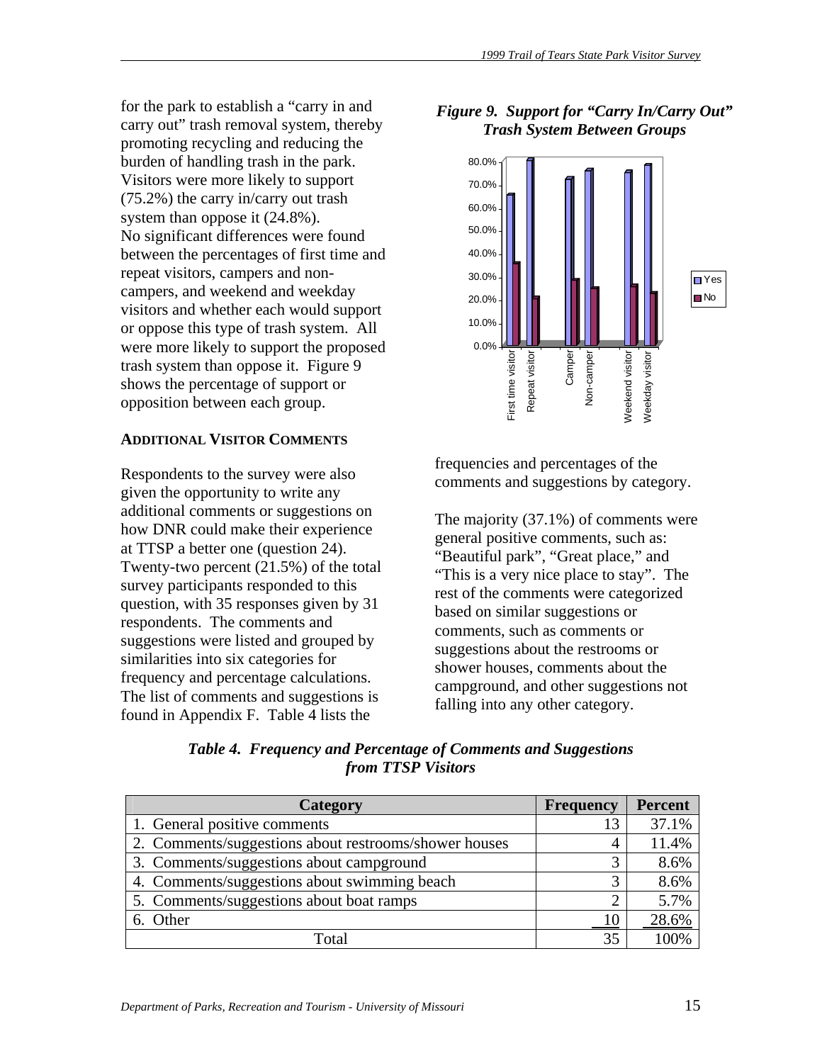for the park to establish a "carry in and carry out" trash removal system, thereby promoting recycling and reducing the burden of handling trash in the park. Visitors were more likely to support (75.2%) the carry in/carry out trash system than oppose it (24.8%). No significant differences were found between the percentages of first time and repeat visitors, campers and non-campers, and weekend and weekday visitors and whether each would support or oppose this type of trash system. All were more likely to support the proposed trash system than oppose it. Figure 9 shows the percentage of support or opposition between each group.

***Figure 9. Support for "Carry In/Carry Out" Trash System Between Groups***

### ADDITIONAL VISITOR COMMENTS

Respondents to the survey were also given the opportunity to write any additional comments or suggestions on how DNR could make their experience at TTSP a better one (question 24). Twenty-two percent (21.5%) of the total survey participants responded to this question, with 35 responses given by 31 respondents. The comments and suggestions were listed and grouped by similarities into six categories for frequency and percentage calculations. The list of comments and suggestions is found in Appendix F. Table 4 lists the frequencies and percentages of the comments and suggestions by category.

The majority (37.1%) of comments were general positive comments, such as: "Beautiful park", "Great place," and "This is a very nice place to stay". The rest of the comments were categorized based on similar suggestions or comments, such as comments or suggestions about the restrooms or shower houses, comments about the campground, and other suggestions not falling into any other category.

***Table 4. Frequency and Percentage of Comments and Suggestions from TTSP Visitors***

| Category | Frequency | Percent |
|---|---|---|
| 1. General positive comments | 13 | 37.1% |
| 2. Comments/suggestions about restrooms/shower houses | 4 | 11.4% |
| 3. Comments/suggestions about campground | 3 | 8.6% |
| 4. Comments/suggestions about swimming beach | 3 | 8.6% |
| 5. Comments/suggestions about boat ramps | 2 | 5.7% |
| 6. Other | 10 | 28.6% |
| Total | 35 | 100% |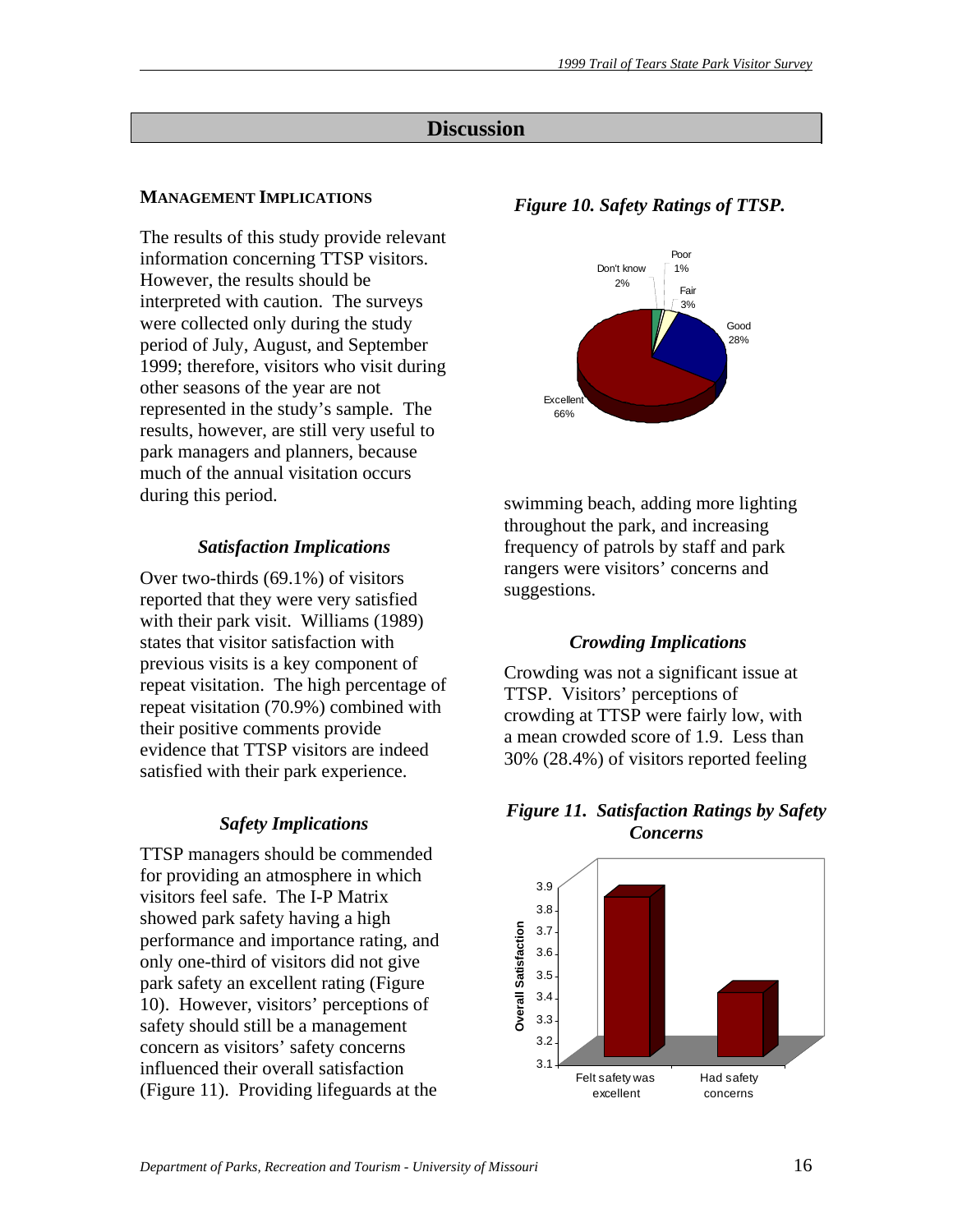# Discussion

## MANAGEMENT IMPLICATIONS

The results of this study provide relevant information concerning TTSP visitors. However, the results should be interpreted with caution. The surveys were collected only during the study period of July, August, and September 1999; therefore, visitors who visit during other seasons of the year are not represented in the study's sample. The results, however, are still very useful to park managers and planners, because much of the annual visitation occurs during this period.

### *Satisfaction Implications*

Over two-thirds (69.1%) of visitors reported that they were very satisfied with their park visit. Williams (1989) states that visitor satisfaction with previous visits is a key component of repeat visitation. The high percentage of repeat visitation (70.9%) combined with their positive comments provide evidence that TTSP visitors are indeed satisfied with their park experience.

### *Safety Implications*

TTSP managers should be commended for providing an atmosphere in which visitors feel safe. The I-P Matrix showed park safety having a high performance and importance rating, and only one-third of visitors did not give park safety an excellent rating (Figure 10). However, visitors' perceptions of safety should still be a management concern as visitors' safety concerns influenced their overall satisfaction (Figure 11). Providing lifeguards at the swimming beach, adding more lighting throughout the park, and increasing frequency of patrols by staff and park rangers were visitors' concerns and suggestions.

***Figure 10. Safety Ratings of TTSP.***

***Figure 11. Satisfaction Ratings by Safety Concerns***

### *Crowding Implications*

Crowding was not a significant issue at TTSP. Visitors' perceptions of crowding at TTSP were fairly low, with a mean crowded score of 1.9. Less than 30% (28.4%) of visitors reported feeling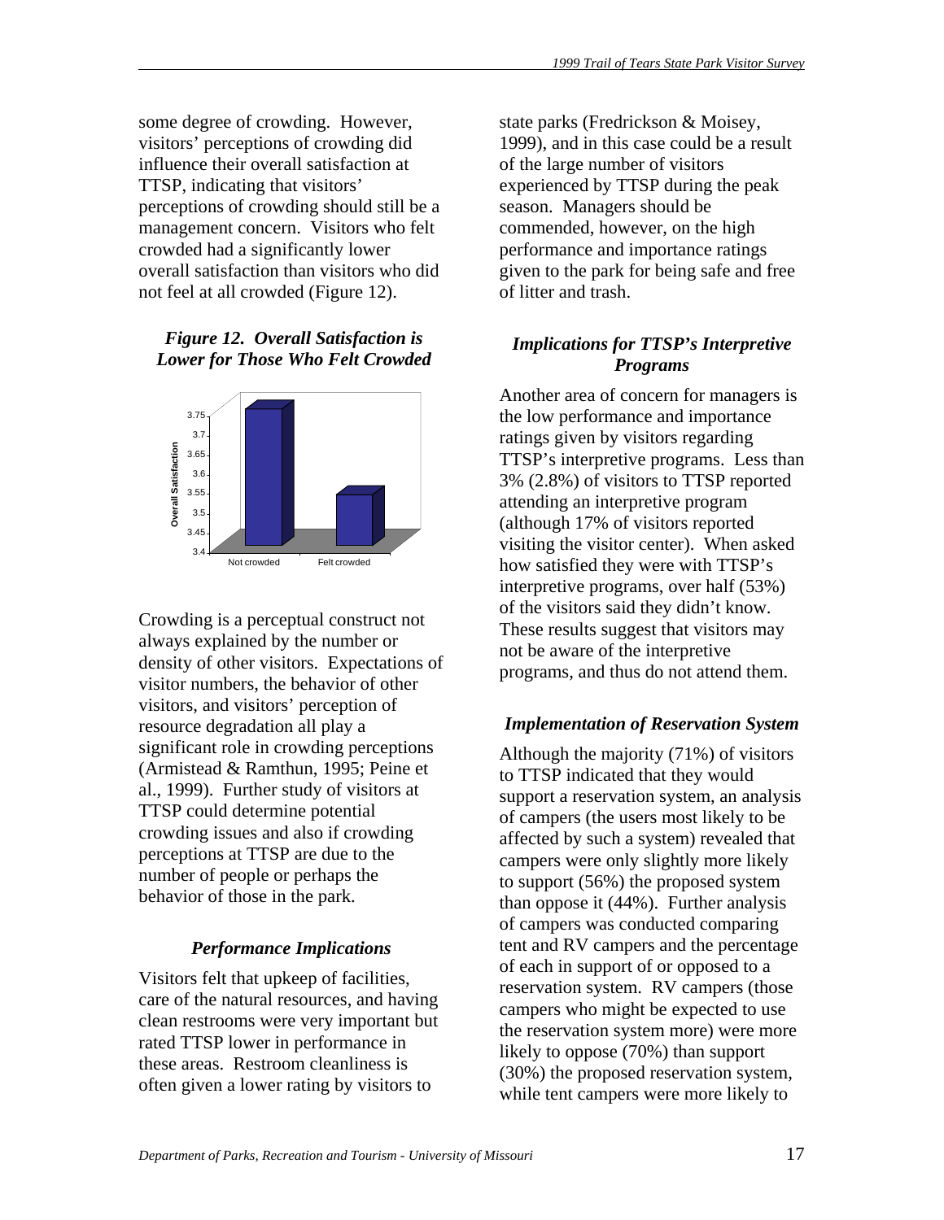some degree of crowding. However, visitors' perceptions of crowding did influence their overall satisfaction at TTSP, indicating that visitors' perceptions of crowding should still be a management concern. Visitors who felt crowded had a significantly lower overall satisfaction than visitors who did not feel at all crowded (Figure 12).

***Figure 12. Overall Satisfaction is Lower for Those Who Felt Crowded***

Crowding is a perceptual construct not always explained by the number or density of other visitors. Expectations of visitor numbers, the behavior of other visitors, and visitors' perception of resource degradation all play a significant role in crowding perceptions (Armistead & Ramthun, 1995; Peine et al., 1999). Further study of visitors at TTSP could determine potential crowding issues and also if crowding perceptions at TTSP are due to the number of people or perhaps the behavior of those in the park.

### *Performance Implications*

Visitors felt that upkeep of facilities, care of the natural resources, and having clean restrooms were very important but rated TTSP lower in performance in these areas. Restroom cleanliness is often given a lower rating by visitors to state parks (Fredrickson & Moisey, 1999), and in this case could be a result of the large number of visitors experienced by TTSP during the peak season. Managers should be commended, however, on the high performance and importance ratings given to the park for being safe and free of litter and trash.

### *Implications for TTSP's Interpretive Programs*

Another area of concern for managers is the low performance and importance ratings given by visitors regarding TTSP's interpretive programs. Less than 3% (2.8%) of visitors to TTSP reported attending an interpretive program (although 17% of visitors reported visiting the visitor center). When asked how satisfied they were with TTSP's interpretive programs, over half (53%) of the visitors said they didn't know. These results suggest that visitors may not be aware of the interpretive programs, and thus do not attend them.

### *Implementation of Reservation System*

Although the majority (71%) of visitors to TTSP indicated that they would support a reservation system, an analysis of campers (the users most likely to be affected by such a system) revealed that campers were only slightly more likely to support (56%) the proposed system than oppose it (44%). Further analysis of campers was conducted comparing tent and RV campers and the percentage of each in support of or opposed to a reservation system. RV campers (those campers who might be expected to use the reservation system more) were more likely to oppose (70%) than support (30%) the proposed reservation system, while tent campers were more likely to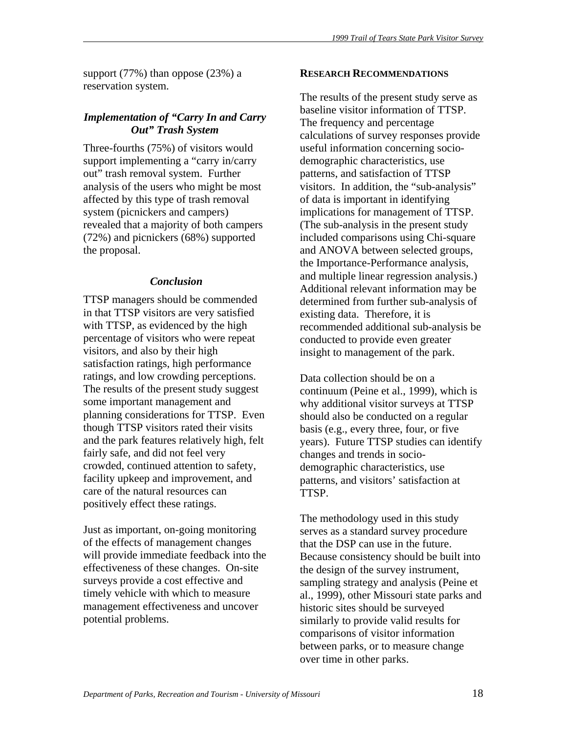support (77%) than oppose (23%) a reservation system.

### *Implementation of "Carry In and Carry Out" Trash System*

Three-fourths (75%) of visitors would support implementing a "carry in/carry out" trash removal system. Further analysis of the users who might be most affected by this type of trash removal system (picnickers and campers) revealed that a majority of both campers (72%) and picnickers (68%) supported the proposal.

### *Conclusion*

TTSP managers should be commended in that TTSP visitors are very satisfied with TTSP, as evidenced by the high percentage of visitors who were repeat visitors, and also by their high satisfaction ratings, high performance ratings, and low crowding perceptions. The results of the present study suggest some important management and planning considerations for TTSP. Even though TTSP visitors rated their visits and the park features relatively high, felt fairly safe, and did not feel very crowded, continued attention to safety, facility upkeep and improvement, and care of the natural resources can positively effect these ratings.

Just as important, on-going monitoring of the effects of management changes will provide immediate feedback into the effectiveness of these changes. On-site surveys provide a cost effective and timely vehicle with which to measure management effectiveness and uncover potential problems.

## RESEARCH RECOMMENDATIONS

The results of the present study serve as baseline visitor information of TTSP. The frequency and percentage calculations of survey responses provide useful information concerning socio-demographic characteristics, use patterns, and satisfaction of TTSP visitors. In addition, the "sub-analysis" of data is important in identifying implications for management of TTSP. (The sub-analysis in the present study included comparisons using Chi-square and ANOVA between selected groups, the Importance-Performance analysis, and multiple linear regression analysis.) Additional relevant information may be determined from further sub-analysis of existing data. Therefore, it is recommended additional sub-analysis be conducted to provide even greater insight to management of the park.

Data collection should be on a continuum (Peine et al., 1999), which is why additional visitor surveys at TTSP should also be conducted on a regular basis (e.g., every three, four, or five years). Future TTSP studies can identify changes and trends in socio-demographic characteristics, use patterns, and visitors' satisfaction at TTSP.

The methodology used in this study serves as a standard survey procedure that the DSP can use in the future. Because consistency should be built into the design of the survey instrument, sampling strategy and analysis (Peine et al., 1999), other Missouri state parks and historic sites should be surveyed similarly to provide valid results for comparisons of visitor information between parks, or to measure change over time in other parks.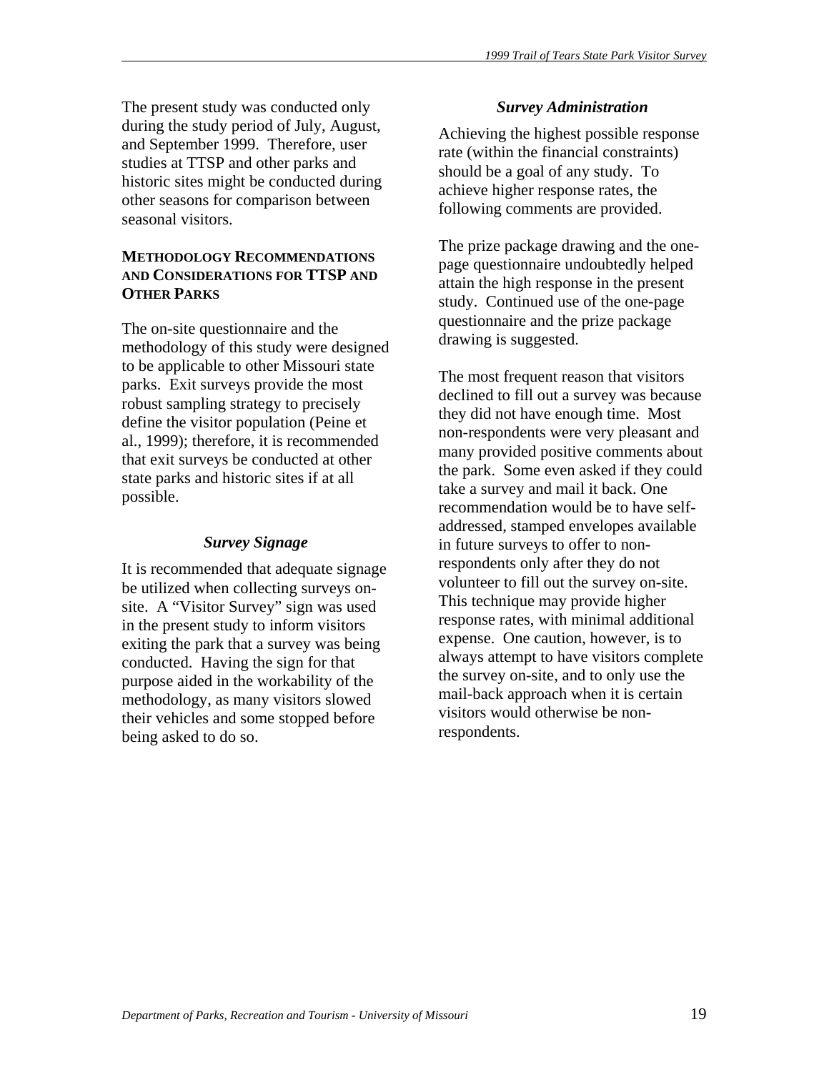The present study was conducted only during the study period of July, August, and September 1999. Therefore, user studies at TTSP and other parks and historic sites might be conducted during other seasons for comparison between seasonal visitors.

## METHODOLOGY RECOMMENDATIONS AND CONSIDERATIONS FOR TTSP AND OTHER PARKS

The on-site questionnaire and the methodology of this study were designed to be applicable to other Missouri state parks. Exit surveys provide the most robust sampling strategy to precisely define the visitor population (Peine et al., 1999); therefore, it is recommended that exit surveys be conducted at other state parks and historic sites if at all possible.

### *Survey Signage*

It is recommended that adequate signage be utilized when collecting surveys on-site. A "Visitor Survey" sign was used in the present study to inform visitors exiting the park that a survey was being conducted. Having the sign for that purpose aided in the workability of the methodology, as many visitors slowed their vehicles and some stopped before being asked to do so.

### *Survey Administration*

Achieving the highest possible response rate (within the financial constraints) should be a goal of any study. To achieve higher response rates, the following comments are provided.

The prize package drawing and the one-page questionnaire undoubtedly helped attain the high response in the present study. Continued use of the one-page questionnaire and the prize package drawing is suggested.

The most frequent reason that visitors declined to fill out a survey was because they did not have enough time. Most non-respondents were very pleasant and many provided positive comments about the park. Some even asked if they could take a survey and mail it back. One recommendation would be to have self-addressed, stamped envelopes available in future surveys to offer to non-respondents only after they do not volunteer to fill out the survey on-site. This technique may provide higher response rates, with minimal additional expense. One caution, however, is to always attempt to have visitors complete the survey on-site, and to only use the mail-back approach when it is certain visitors would otherwise be non-respondents.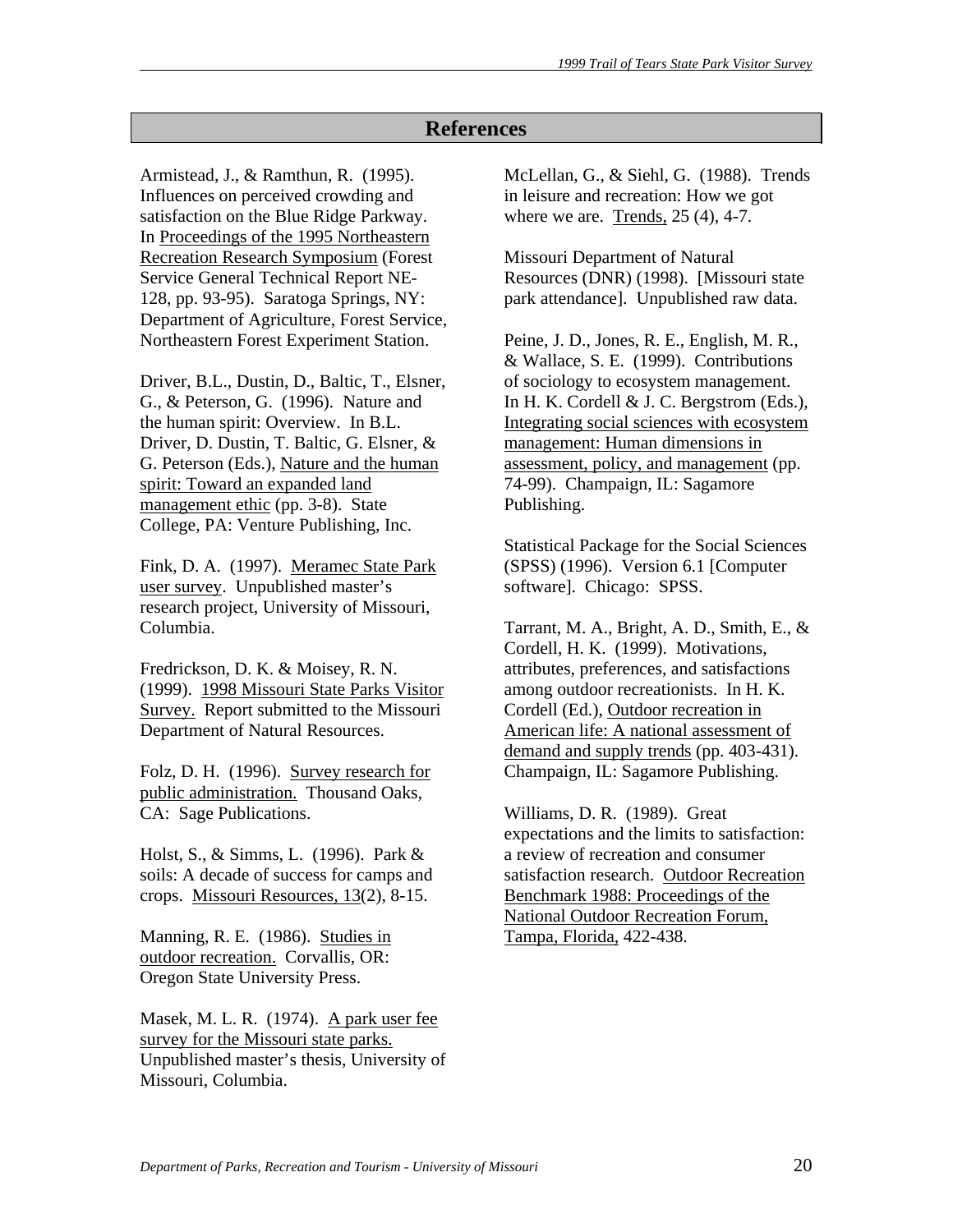# References

Armistead, J., & Ramthun, R. (1995). Influences on perceived crowding and satisfaction on the Blue Ridge Parkway. In Proceedings of the 1995 Northeastern Recreation Research Symposium (Forest Service General Technical Report NE-128, pp. 93-95). Saratoga Springs, NY: Department of Agriculture, Forest Service, Northeastern Forest Experiment Station.

Driver, B.L., Dustin, D., Baltic, T., Elsner, G., & Peterson, G. (1996). Nature and the human spirit: Overview. In B.L. Driver, D. Dustin, T. Baltic, G. Elsner, & G. Peterson (Eds.), Nature and the human spirit: Toward an expanded land management ethic (pp. 3-8). State College, PA: Venture Publishing, Inc.

Fink, D. A. (1997). Meramec State Park user survey. Unpublished master's research project, University of Missouri, Columbia.

Fredrickson, D. K. & Moisey, R. N. (1999). 1998 Missouri State Parks Visitor Survey. Report submitted to the Missouri Department of Natural Resources.

Folz, D. H. (1996). Survey research for public administration. Thousand Oaks, CA: Sage Publications.

Holst, S., & Simms, L. (1996). Park & soils: A decade of success for camps and crops. Missouri Resources, 13(2), 8-15.

Manning, R. E. (1986). Studies in outdoor recreation. Corvallis, OR: Oregon State University Press.

Masek, M. L. R. (1974). A park user fee survey for the Missouri state parks. Unpublished master's thesis, University of Missouri, Columbia.

McLellan, G., & Siehl, G. (1988). Trends in leisure and recreation: How we got where we are. Trends, 25 (4), 4-7.

Missouri Department of Natural Resources (DNR) (1998). [Missouri state park attendance]. Unpublished raw data.

Peine, J. D., Jones, R. E., English, M. R., & Wallace, S. E. (1999). Contributions of sociology to ecosystem management. In H. K. Cordell & J. C. Bergstrom (Eds.), Integrating social sciences with ecosystem management: Human dimensions in assessment, policy, and management (pp. 74-99). Champaign, IL: Sagamore Publishing.

Statistical Package for the Social Sciences (SPSS) (1996). Version 6.1 [Computer software]. Chicago: SPSS.

Tarrant, M. A., Bright, A. D., Smith, E., & Cordell, H. K. (1999). Motivations, attributes, preferences, and satisfactions among outdoor recreationists. In H. K. Cordell (Ed.), Outdoor recreation in American life: A national assessment of demand and supply trends (pp. 403-431). Champaign, IL: Sagamore Publishing.

Williams, D. R. (1989). Great expectations and the limits to satisfaction: a review of recreation and consumer satisfaction research. Outdoor Recreation Benchmark 1988: Proceedings of the National Outdoor Recreation Forum, Tampa, Florida, 422-438.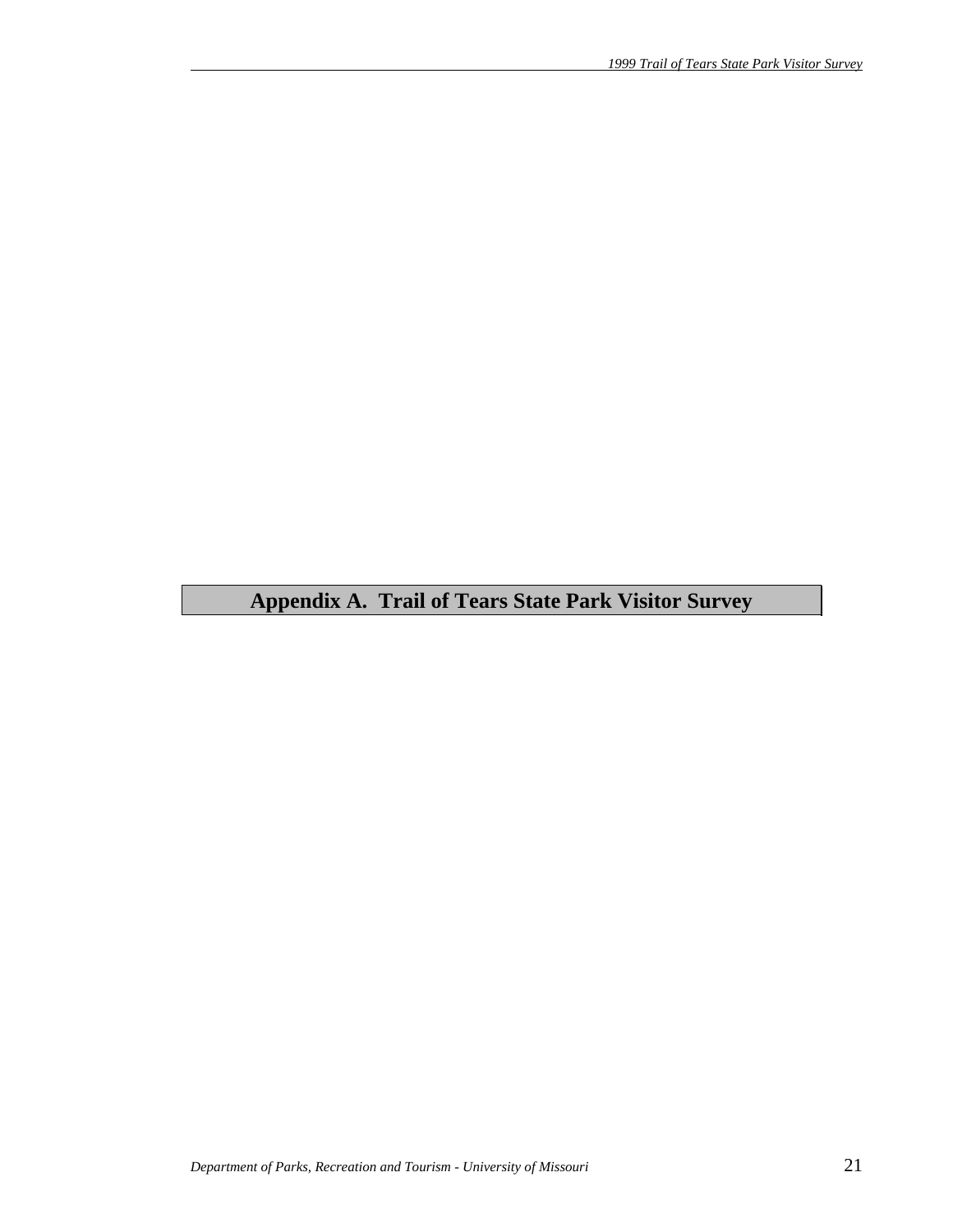# Appendix A. Trail of Tears State Park Visitor Survey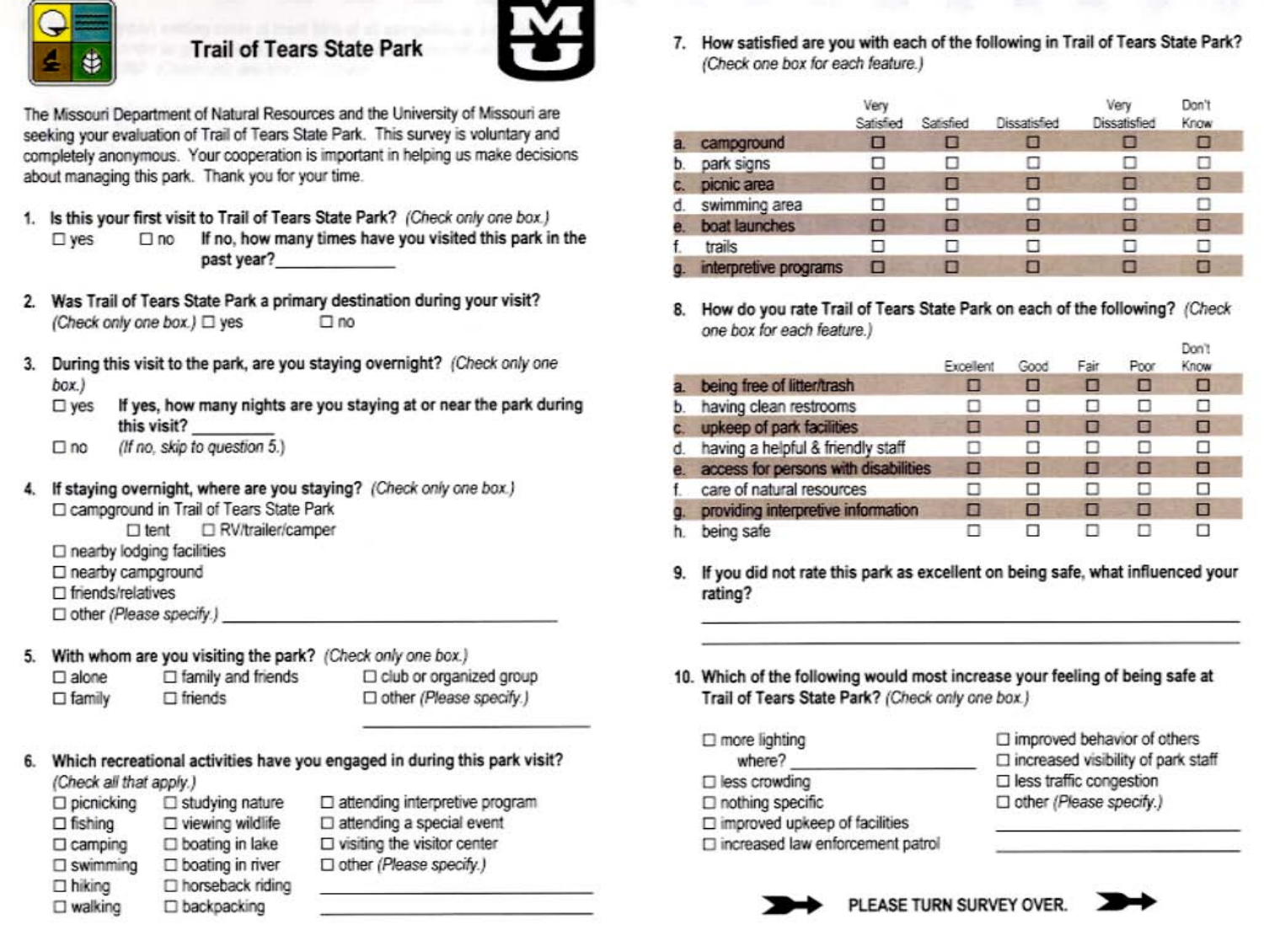# Trail of Tears State Park

The Missouri Department of Natural Resources and the University of Missouri are seeking your evaluation of Trail of Tears State Park. This survey is voluntary and completely anonymous. Your cooperation is important in helping us make decisions about managing this park. Thank you for your time.

**1. Is this your first visit to Trail of Tears State Park?** *(Check only one box.)*

☐ yes ☐ no **If no, how many times have you visited this park in the past year?**\_\_\_\_\_\_\_\_\_\_\_\_

**2. Was Trail of Tears State Park a primary destination during your visit?** *(Check only one box.)* ☐ yes ☐ no

**3. During this visit to the park, are you staying overnight?** *(Check only one box.)*

☐ yes **If yes, how many nights are you staying at or near the park during this visit?** \_\_\_\_\_\_\_\_\_\_

☐ no *(If no, skip to question 5.)*

**4. If staying overnight, where are you staying?** *(Check only one box.)*

☐ campground in Trail of Tears State Park
  ☐ tent ☐ RV/trailer/camper
☐ nearby lodging facilities
☐ nearby campground
☐ friends/relatives
☐ other *(Please specify.)* \_\_\_\_\_\_\_\_\_\_\_\_\_\_\_\_\_\_\_\_\_\_\_\_

**5. With whom are you visiting the park?** *(Check only one box.)*

☐ alone ☐ family and friends ☐ club or organized group
☐ family ☐ friends ☐ other *(Please specify.)* \_\_\_\_\_\_\_\_\_\_\_\_

**6. Which recreational activities have you engaged in during this park visit?** *(Check all that apply.)*

☐ picnicking ☐ studying nature ☐ attending interpretive program
☐ fishing ☐ viewing wildlife ☐ attending a special event
☐ camping ☐ boating in lake ☐ visiting the visitor center
☐ swimming ☐ boating in river ☐ other *(Please specify.)*
☐ hiking ☐ horseback riding \_\_\_\_\_\_\_\_\_\_\_\_
☐ walking ☐ backpacking \_\_\_\_\_\_\_\_\_\_\_\_

**7. How satisfied are you with each of the following in Trail of Tears State Park?** *(Check one box for each feature.)*

| | Very Satisfied | Satisfied | Dissatisfied | Very Dissatisfied | Don't Know |
|---|---|---|---|---|---|
| a. campground | ☐ | ☐ | ☐ | ☐ | ☐ |
| b. park signs | ☐ | ☐ | ☐ | ☐ | ☐ |
| c. picnic area | ☐ | ☐ | ☐ | ☐ | ☐ |
| d. swimming area | ☐ | ☐ | ☐ | ☐ | ☐ |
| e. boat launches | ☐ | ☐ | ☐ | ☐ | ☐ |
| f. trails | ☐ | ☐ | ☐ | ☐ | ☐ |
| g. interpretive programs | ☐ | ☐ | ☐ | ☐ | ☐ |

**8. How do you rate Trail of Tears State Park on each of the following?** *(Check one box for each feature.)*

| | Excellent | Good | Fair | Poor | Don't Know |
|---|---|---|---|---|---|
| a. being free of litter/trash | ☐ | ☐ | ☐ | ☐ | ☐ |
| b. having clean restrooms | ☐ | ☐ | ☐ | ☐ | ☐ |
| c. upkeep of park facilities | ☐ | ☐ | ☐ | ☐ | ☐ |
| d. having a helpful & friendly staff | ☐ | ☐ | ☐ | ☐ | ☐ |
| e. access for persons with disabilities | ☐ | ☐ | ☐ | ☐ | ☐ |
| f. care of natural resources | ☐ | ☐ | ☐ | ☐ | ☐ |
| g. providing interpretive information | ☐ | ☐ | ☐ | ☐ | ☐ |
| h. being safe | ☐ | ☐ | ☐ | ☐ | ☐ |

**9. If you did not rate this park as excellent on being safe, what influenced your rating?**

\_\_\_\_\_\_\_\_\_\_\_\_\_\_\_\_\_\_\_\_\_\_\_\_\_\_\_\_\_\_\_\_\_\_\_\_\_\_\_\_

\_\_\_\_\_\_\_\_\_\_\_\_\_\_\_\_\_\_\_\_\_\_\_\_\_\_\_\_\_\_\_\_\_\_\_\_\_\_\_\_

**10. Which of the following would most increase your feeling of being safe at Trail of Tears State Park?** *(Check only one box.)*

☐ more lighting
  where? \_\_\_\_\_\_\_\_\_\_\_\_\_\_\_\_
☐ less crowding
☐ nothing specific
☐ improved upkeep of facilities
☐ increased law enforcement patrol
☐ improved behavior of others
☐ increased visibility of park staff
☐ less traffic congestion
☐ other *(Please specify.)*
\_\_\_\_\_\_\_\_\_\_\_\_\_\_\_\_\_\_\_\_\_\_\_\_
\_\_\_\_\_\_\_\_\_\_\_\_\_\_\_\_\_\_\_\_\_\_\_\_

PLEASE TURN SURVEY OVER.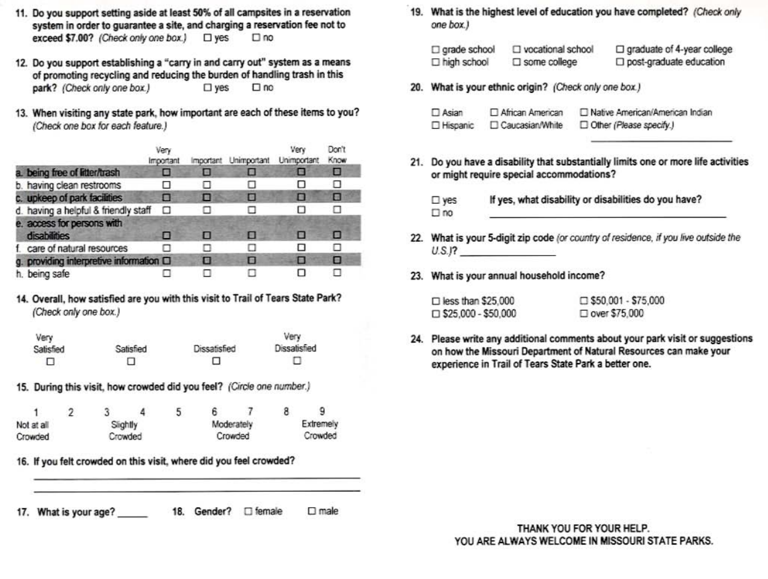11. **Do you support setting aside at least 50% of all campsites in a reservation system in order to guarantee a site, and charging a reservation fee not to exceed $7.00?** *(Check only one box.)* ☐ yes ☐ no

12. **Do you support establishing a "carry in and carry out" system as a means of promoting recycling and reducing the burden of handling trash in this park?** *(Check only one box.)* ☐ yes ☐ no

13. **When visiting any state park, how important are each of these items to you?** *(Check one box for each feature.)*

| | Very Important | Important | Unimportant | Very Unimportant | Don't Know |
|---|---|---|---|---|---|
| a. being free of litter/trash | ☐ | ☐ | ☐ | ☐ | ☐ |
| b. having clean restrooms | ☐ | ☐ | ☐ | ☐ | ☐ |
| c. upkeep of park facilities | ☐ | ☐ | ☐ | ☐ | ☐ |
| d. having a helpful & friendly staff | ☐ | ☐ | ☐ | ☐ | ☐ |
| e. access for persons with disabilities | ☐ | ☐ | ☐ | ☐ | ☐ |
| f. care of natural resources | ☐ | ☐ | ☐ | ☐ | ☐ |
| g. providing interpretive information | ☐ | ☐ | ☐ | ☐ | ☐ |
| h. being safe | ☐ | ☐ | ☐ | ☐ | ☐ |

14. **Overall, how satisfied are you with this visit to Trail of Tears State Park?** *(Check only one box.)*

| Very Satisfied | Satisfied | Dissatisfied | Very Dissatisfied |
|---|---|---|---|
| ☐ | ☐ | ☐ | ☐ |

15. **During this visit, how crowded did you feel?** *(Circle one number.)*

| 1 | 2 | 3 | 4 | 5 | 6 | 7 | 8 | 9 |
|---|---|---|---|---|---|---|---|---|
| Not at all Crowded | | Slightly Crowded | | | Moderately Crowded | | | Extremely Crowded |

16. **If you felt crowded on this visit, where did you feel crowded?**

_______________________________________________

_______________________________________________

17. **What is your age?** ______

18. **Gender?** ☐ female ☐ male

19. **What is the highest level of education you have completed?** *(Check only one box.)*

☐ grade school ☐ vocational school ☐ graduate of 4-year college
☐ high school ☐ some college ☐ post-graduate education

20. **What is your ethnic origin?** *(Check only one box.)*

☐ Asian ☐ African American ☐ Native American/American Indian
☐ Hispanic ☐ Caucasian/White ☐ Other *(Please specify.)* ______________

21. **Do you have a disability that substantially limits one or more life activities or might require special accommodations?**

☐ yes **If yes, what disability or disabilities do you have?** ______________________
☐ no

22. **What is your 5-digit zip code** *(or country of residence, if you live outside the U.S.)*? ______________

23. **What is your annual household income?**

☐ less than $25,000 ☐ $50,001 - $75,000
☐ $25,000 - $50,000 ☐ over $75,000

24. **Please write any additional comments about your park visit or suggestions on how the Missouri Department of Natural Resources can make your experience in Trail of Tears State Park a better one.**

THANK YOU FOR YOUR HELP.
YOU ARE ALWAYS WELCOME IN MISSOURI STATE PARKS.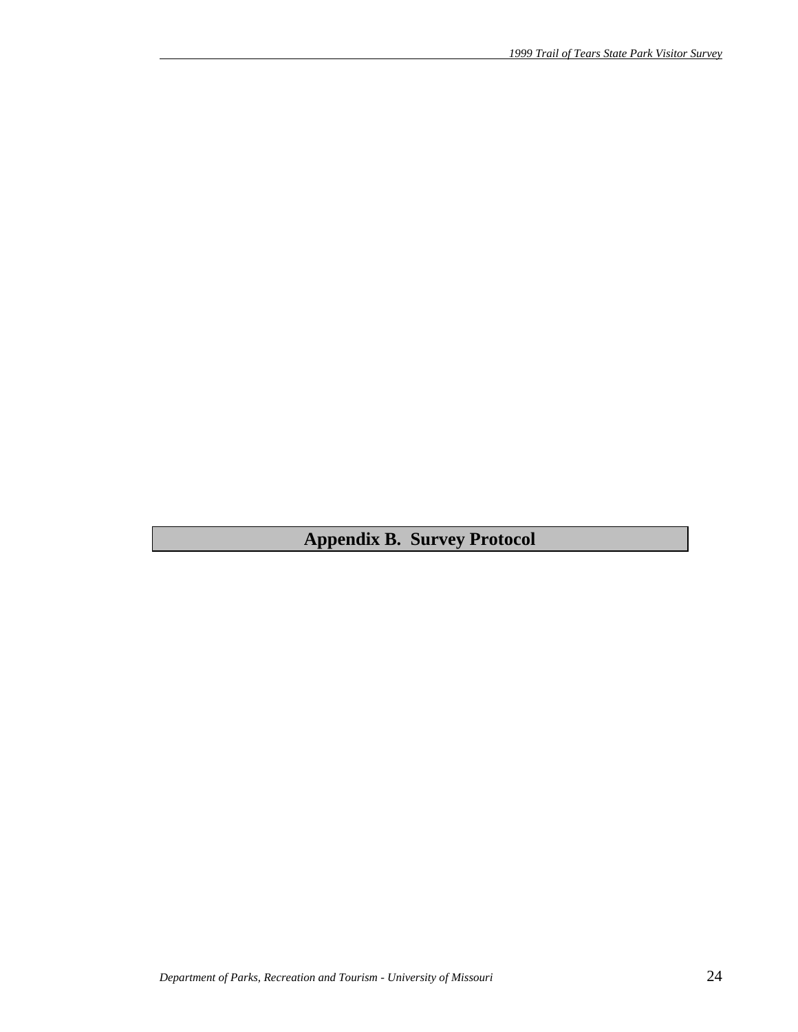# Appendix B. Survey Protocol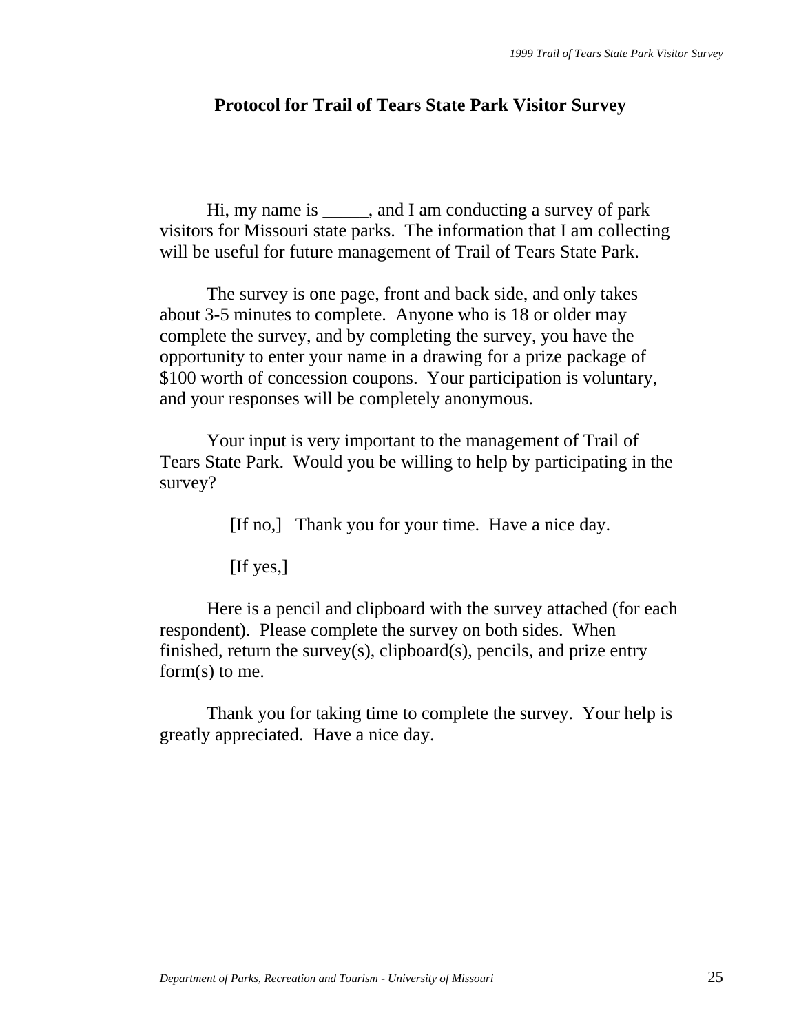## Protocol for Trail of Tears State Park Visitor Survey

Hi, my name is _____, and I am conducting a survey of park visitors for Missouri state parks. The information that I am collecting will be useful for future management of Trail of Tears State Park.

The survey is one page, front and back side, and only takes about 3-5 minutes to complete. Anyone who is 18 or older may complete the survey, and by completing the survey, you have the opportunity to enter your name in a drawing for a prize package of $100 worth of concession coupons. Your participation is voluntary, and your responses will be completely anonymous.

Your input is very important to the management of Trail of Tears State Park. Would you be willing to help by participating in the survey?

[If no,] Thank you for your time. Have a nice day.

[If yes,]

Here is a pencil and clipboard with the survey attached (for each respondent). Please complete the survey on both sides. When finished, return the survey(s), clipboard(s), pencils, and prize entry form(s) to me.

Thank you for taking time to complete the survey. Your help is greatly appreciated. Have a nice day.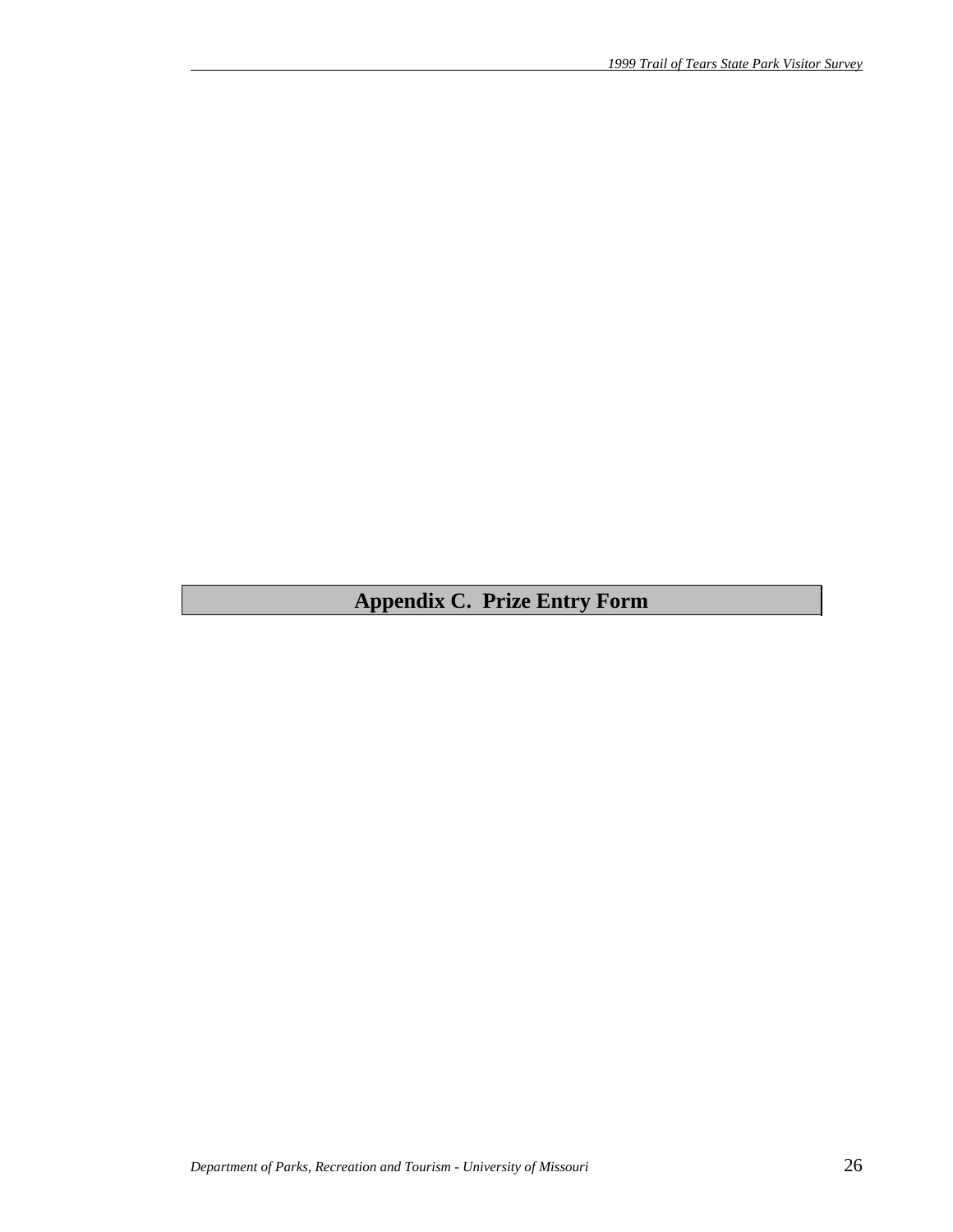# Appendix C. Prize Entry Form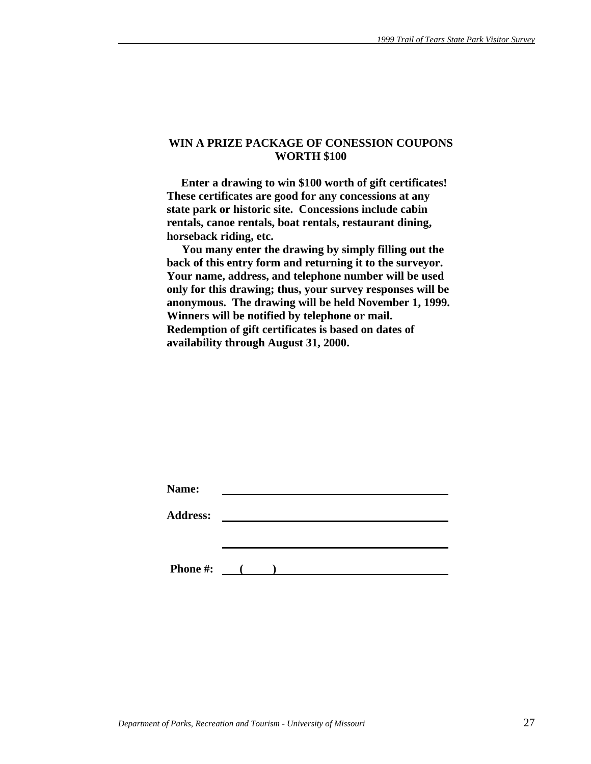**WIN A PRIZE PACKAGE OF CONESSION COUPONS WORTH $100**

**Enter a drawing to win $100 worth of gift certificates! These certificates are good for any concessions at any state park or historic site. Concessions include cabin rentals, canoe rentals, boat rentals, restaurant dining, horseback riding, etc.**

**You many enter the drawing by simply filling out the back of this entry form and returning it to the surveyor. Your name, address, and telephone number will be used only for this drawing; thus, your survey responses will be anonymous. The drawing will be held November 1, 1999. Winners will be notified by telephone or mail. Redemption of gift certificates is based on dates of availability through August 31, 2000.**

**Name:** ______________________________

**Address:** ______________________________

______________________________

**Phone #:** (     ) ______________________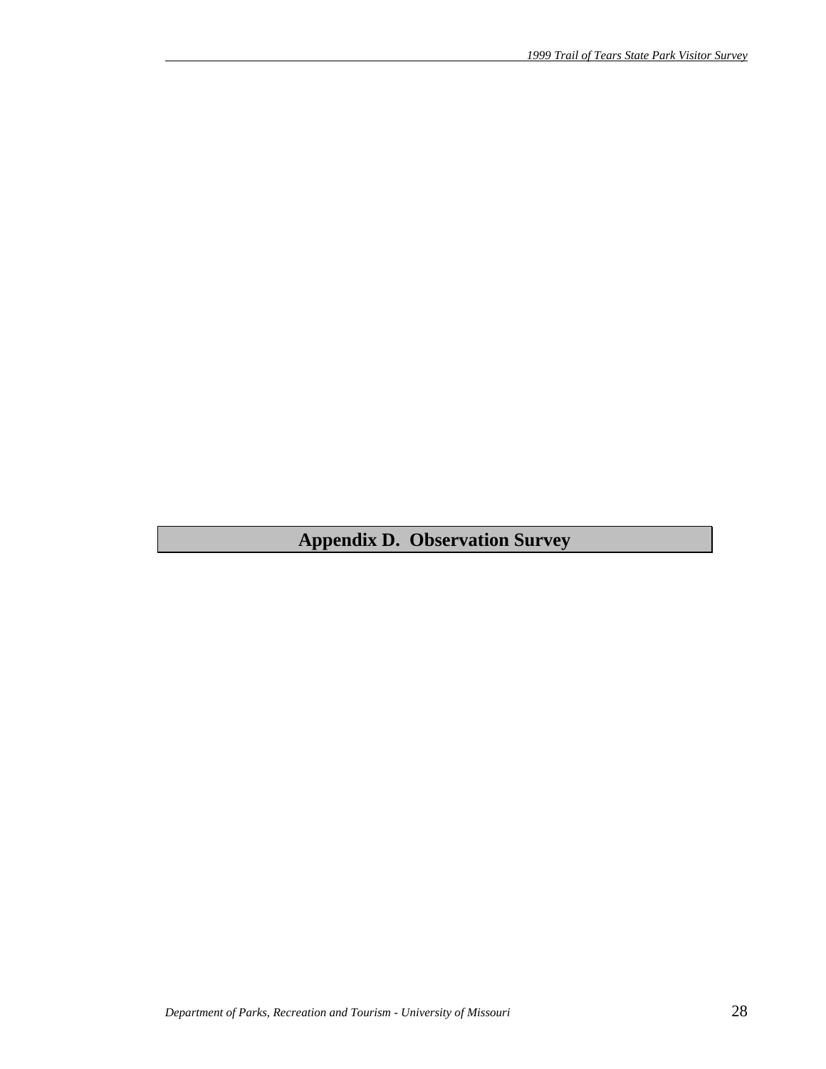# Appendix D. Observation Survey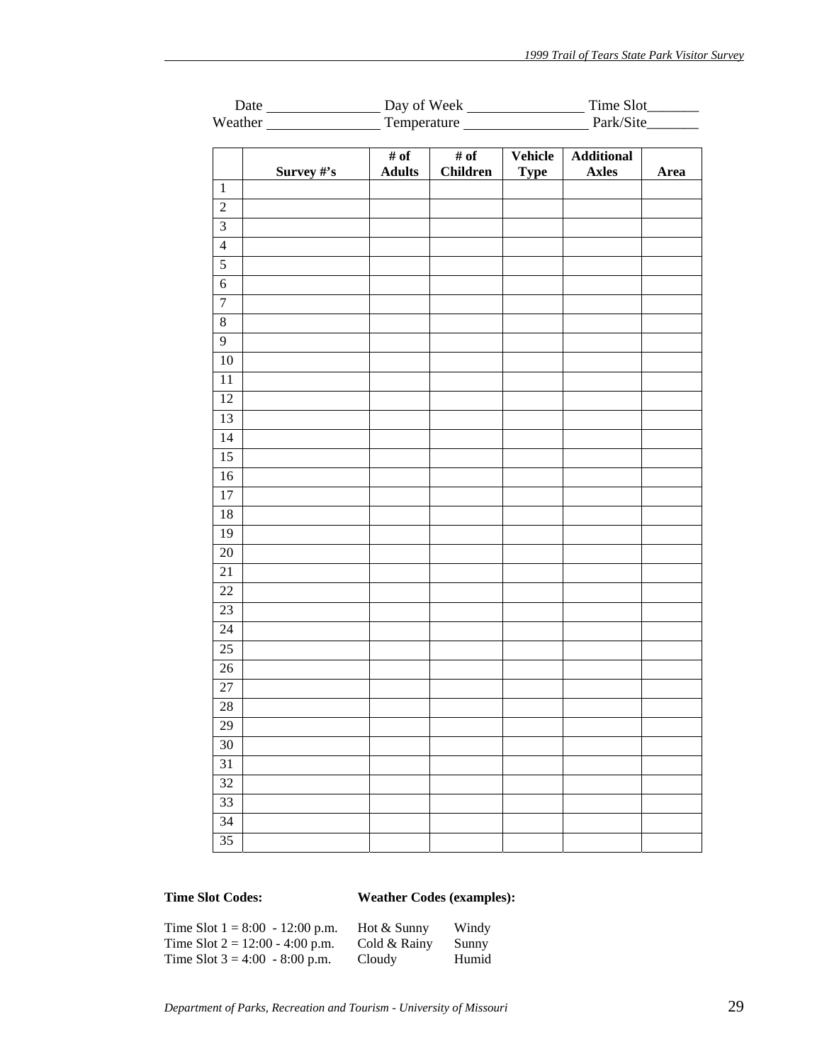Date _______________ Day of Week _______________ Time Slot_______
Weather _______________ Temperature ________________ Park/Site_______

| | Survey #'s | # of Adults | # of Children | Vehicle Type | Additional Axles | Area |
|---|---|---|---|---|---|---|
| 1 | | | | | | |
| 2 | | | | | | |
| 3 | | | | | | |
| 4 | | | | | | |
| 5 | | | | | | |
| 6 | | | | | | |
| 7 | | | | | | |
| 8 | | | | | | |
| 9 | | | | | | |
| 10 | | | | | | |
| 11 | | | | | | |
| 12 | | | | | | |
| 13 | | | | | | |
| 14 | | | | | | |
| 15 | | | | | | |
| 16 | | | | | | |
| 17 | | | | | | |
| 18 | | | | | | |
| 19 | | | | | | |
| 20 | | | | | | |
| 21 | | | | | | |
| 22 | | | | | | |
| 23 | | | | | | |
| 24 | | | | | | |
| 25 | | | | | | |
| 26 | | | | | | |
| 27 | | | | | | |
| 28 | | | | | | |
| 29 | | | | | | |
| 30 | | | | | | |
| 31 | | | | | | |
| 32 | | | | | | |
| 33 | | | | | | |
| 34 | | | | | | |
| 35 | | | | | | |

**Time Slot Codes:**

Time Slot 1 = 8:00 - 12:00 p.m.
Time Slot 2 = 12:00 - 4:00 p.m.
Time Slot 3 = 4:00 - 8:00 p.m.

**Weather Codes (examples):**

| | |
|---|---|
| Hot & Sunny | Windy |
| Cold & Rainy | Sunny |
| Cloudy | Humid |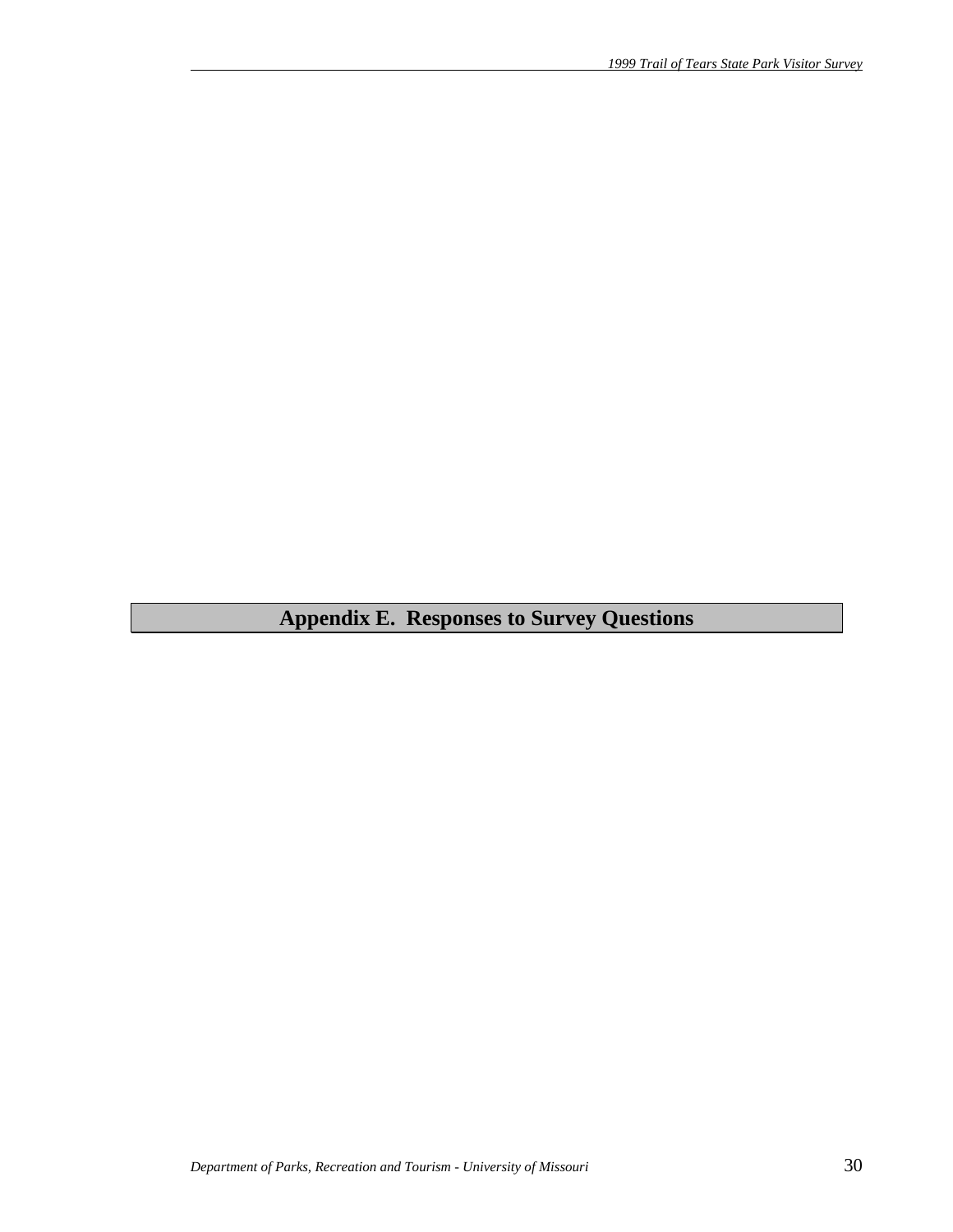# Appendix E. Responses to Survey Questions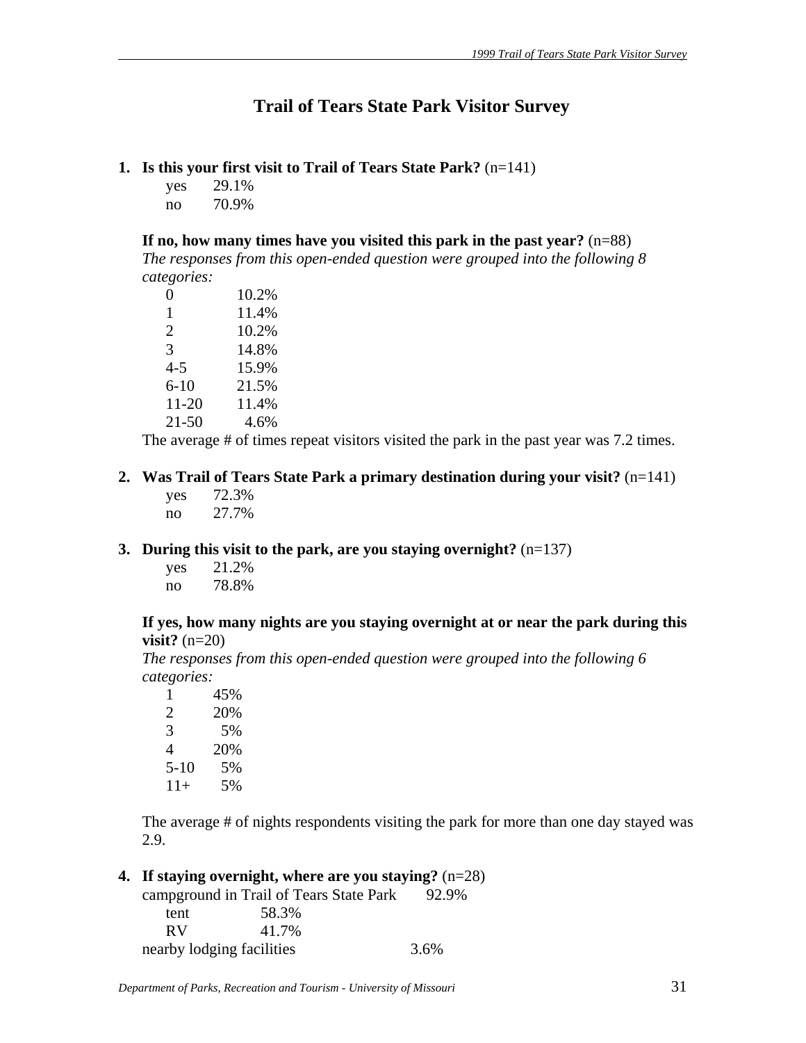# Trail of Tears State Park Visitor Survey

1. **Is this your first visit to Trail of Tears State Park?** (n=141)

| | |
|---|---|
| yes | 29.1% |
| no | 70.9% |

**If no, how many times have you visited this park in the past year?** (n=88)
*The responses from this open-ended question were grouped into the following 8 categories:*

| | |
|---|---|
| 0 | 10.2% |
| 1 | 11.4% |
| 2 | 10.2% |
| 3 | 14.8% |
| 4-5 | 15.9% |
| 6-10 | 21.5% |
| 11-20 | 11.4% |
| 21-50 | 4.6% |

The average # of times repeat visitors visited the park in the past year was 7.2 times.

2. **Was Trail of Tears State Park a primary destination during your visit?** (n=141)

| | |
|---|---|
| yes | 72.3% |
| no | 27.7% |

3. **During this visit to the park, are you staying overnight?** (n=137)

| | |
|---|---|
| yes | 21.2% |
| no | 78.8% |

**If yes, how many nights are you staying overnight at or near the park during this visit?** (n=20)
*The responses from this open-ended question were grouped into the following 6 categories:*

| | |
|---|---|
| 1 | 45% |
| 2 | 20% |
| 3 | 5% |
| 4 | 20% |
| 5-10 | 5% |
| 11+ | 5% |

The average # of nights respondents visiting the park for more than one day stayed was 2.9.

4. **If staying overnight, where are you staying?** (n=28)

| | | |
|---|---|---|
| campground in Trail of Tears State Park | | 92.9% |
| tent | 58.3% | |
| RV | 41.7% | |
| nearby lodging facilities | | 3.6% |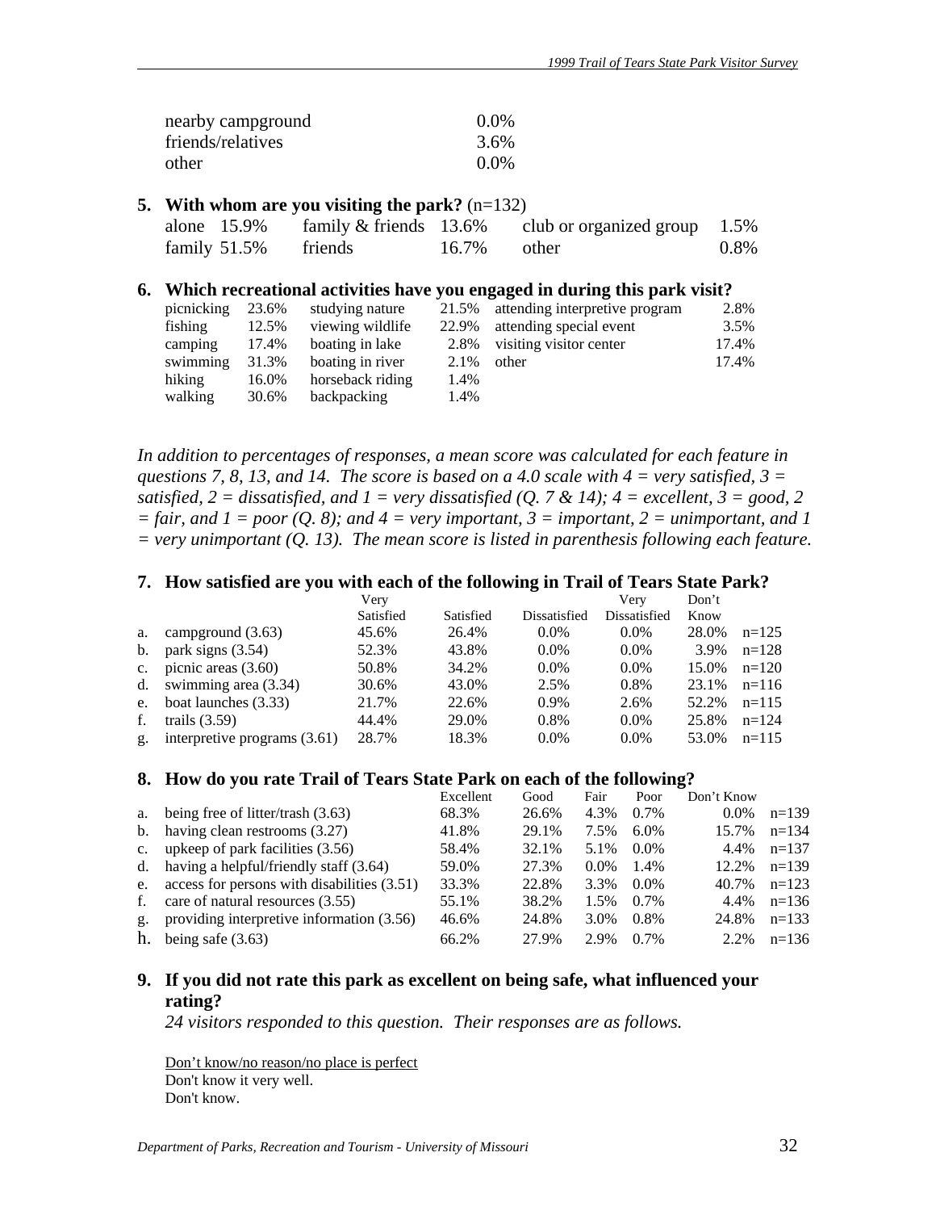| | |
|---|---|
| nearby campground | 0.0% |
| friends/relatives | 3.6% |
| other | 0.0% |

**5. With whom are you visiting the park?** (n=132)

| | | | | | |
|---|---|---|---|---|---|
| alone | 15.9% | family & friends | 13.6% | club or organized group | 1.5% |
| family | 51.5% | friends | 16.7% | other | 0.8% |

**6. Which recreational activities have you engaged in during this park visit?**

| | | | | | |
|---|---|---|---|---|---|
| picnicking | 23.6% | studying nature | 21.5% | attending interpretive program | 2.8% |
| fishing | 12.5% | viewing wildlife | 22.9% | attending special event | 3.5% |
| camping | 17.4% | boating in lake | 2.8% | visiting visitor center | 17.4% |
| swimming | 31.3% | boating in river | 2.1% | other | 17.4% |
| hiking | 16.0% | horseback riding | 1.4% | | |
| walking | 30.6% | backpacking | 1.4% | | |

*In addition to percentages of responses, a mean score was calculated for each feature in questions 7, 8, 13, and 14. The score is based on a 4.0 scale with 4 = very satisfied, 3 = satisfied, 2 = dissatisfied, and 1 = very dissatisfied (Q. 7 & 14); 4 = excellent, 3 = good, 2 = fair, and 1 = poor (Q. 8); and 4 = very important, 3 = important, 2 = unimportant, and 1 = very unimportant (Q. 13). The mean score is listed in parenthesis following each feature.*

**7. How satisfied are you with each of the following in Trail of Tears State Park?**

| | | Very Satisfied | Satisfied | Dissatisfied | Very Dissatisfied | Don't Know | |
|---|---|---|---|---|---|---|---|
| a. | campground (3.63) | 45.6% | 26.4% | 0.0% | 0.0% | 28.0% | n=125 |
| b. | park signs (3.54) | 52.3% | 43.8% | 0.0% | 0.0% | 3.9% | n=128 |
| c. | picnic areas (3.60) | 50.8% | 34.2% | 0.0% | 0.0% | 15.0% | n=120 |
| d. | swimming area (3.34) | 30.6% | 43.0% | 2.5% | 0.8% | 23.1% | n=116 |
| e. | boat launches (3.33) | 21.7% | 22.6% | 0.9% | 2.6% | 52.2% | n=115 |
| f. | trails (3.59) | 44.4% | 29.0% | 0.8% | 0.0% | 25.8% | n=124 |
| g. | interpretive programs (3.61) | 28.7% | 18.3% | 0.0% | 0.0% | 53.0% | n=115 |

**8. How do you rate Trail of Tears State Park on each of the following?**

| | | Excellent | Good | Fair | Poor | Don't Know | |
|---|---|---|---|---|---|---|---|
| a. | being free of litter/trash (3.63) | 68.3% | 26.6% | 4.3% | 0.7% | 0.0% | n=139 |
| b. | having clean restrooms (3.27) | 41.8% | 29.1% | 7.5% | 6.0% | 15.7% | n=134 |
| c. | upkeep of park facilities (3.56) | 58.4% | 32.1% | 5.1% | 0.0% | 4.4% | n=137 |
| d. | having a helpful/friendly staff (3.64) | 59.0% | 27.3% | 0.0% | 1.4% | 12.2% | n=139 |
| e. | access for persons with disabilities (3.51) | 33.3% | 22.8% | 3.3% | 0.0% | 40.7% | n=123 |
| f. | care of natural resources (3.55) | 55.1% | 38.2% | 1.5% | 0.7% | 4.4% | n=136 |
| g. | providing interpretive information (3.56) | 46.6% | 24.8% | 3.0% | 0.8% | 24.8% | n=133 |
| h. | being safe (3.63) | 66.2% | 27.9% | 2.9% | 0.7% | 2.2% | n=136 |

**9. If you did not rate this park as excellent on being safe, what influenced your rating?**

*24 visitors responded to this question. Their responses are as follows.*

Don't know/no reason/no place is perfect
Don't know it very well.
Don't know.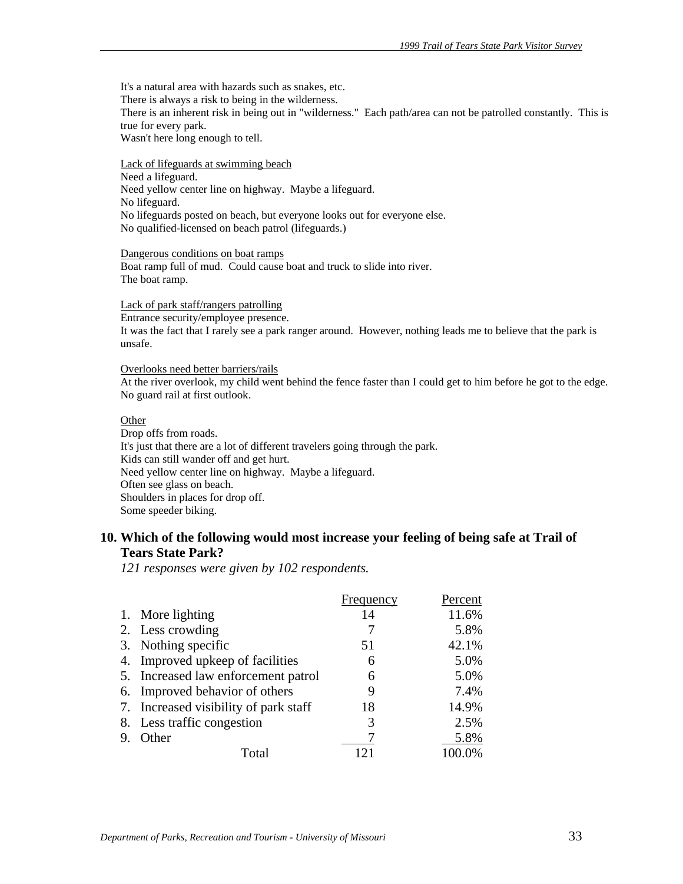It's a natural area with hazards such as snakes, etc.
There is always a risk to being in the wilderness.
There is an inherent risk in being out in "wilderness." Each path/area can not be patrolled constantly. This is true for every park.
Wasn't here long enough to tell.

Lack of lifeguards at swimming beach
Need a lifeguard.
Need yellow center line on highway. Maybe a lifeguard.
No lifeguard.
No lifeguards posted on beach, but everyone looks out for everyone else.
No qualified-licensed on beach patrol (lifeguards.)

Dangerous conditions on boat ramps
Boat ramp full of mud. Could cause boat and truck to slide into river.
The boat ramp.

Lack of park staff/rangers patrolling
Entrance security/employee presence.
It was the fact that I rarely see a park ranger around. However, nothing leads me to believe that the park is unsafe.

Overlooks need better barriers/rails
At the river overlook, my child went behind the fence faster than I could get to him before he got to the edge.
No guard rail at first outlook.

Other
Drop offs from roads.
It's just that there are a lot of different travelers going through the park.
Kids can still wander off and get hurt.
Need yellow center line on highway. Maybe a lifeguard.
Often see glass on beach.
Shoulders in places for drop off.
Some speeder biking.

**10. Which of the following would most increase your feeling of being safe at Trail of Tears State Park?**

*121 responses were given by 102 respondents.*

| | Frequency | Percent |
|---|---|---|
| 1. More lighting | 14 | 11.6% |
| 2. Less crowding | 7 | 5.8% |
| 3. Nothing specific | 51 | 42.1% |
| 4. Improved upkeep of facilities | 6 | 5.0% |
| 5. Increased law enforcement patrol | 6 | 5.0% |
| 6. Improved behavior of others | 9 | 7.4% |
| 7. Increased visibility of park staff | 18 | 14.9% |
| 8. Less traffic congestion | 3 | 2.5% |
| 9. Other | 7 | 5.8% |
| Total | 121 | 100.0% |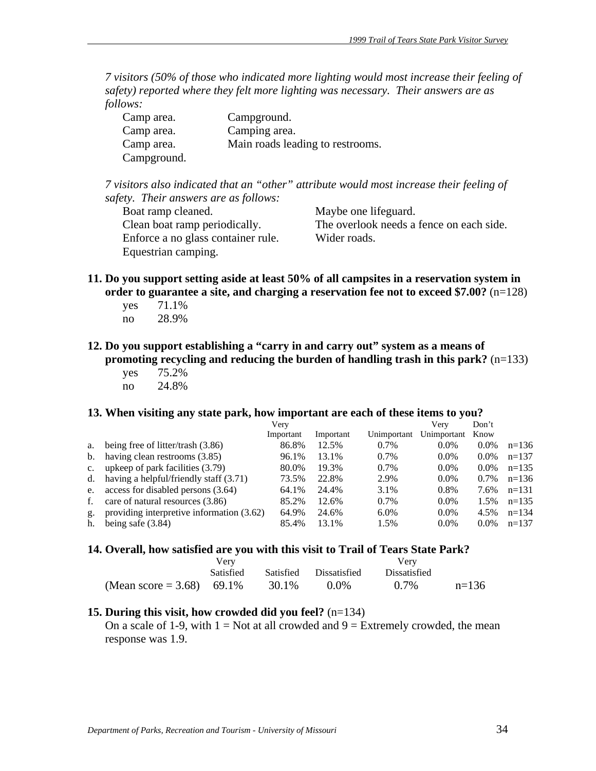*7 visitors (50% of those who indicated more lighting would most increase their feeling of safety) reported where they felt more lighting was necessary. Their answers are as follows:*

Camp area.
Camp area.
Camp area.
Campground.
Campground.
Camping area.
Main roads leading to restrooms.

*7 visitors also indicated that an "other" attribute would most increase their feeling of safety. Their answers are as follows:*

Boat ramp cleaned.
Clean boat ramp periodically.
Enforce a no glass container rule.
Equestrian camping.
Maybe one lifeguard.
The overlook needs a fence on each side.
Wider roads.

**11. Do you support setting aside at least 50% of all campsites in a reservation system in order to guarantee a site, and charging a reservation fee not to exceed $7.00?** (n=128)

| | |
|---|---|
| yes | 71.1% |
| no | 28.9% |

**12. Do you support establishing a "carry in and carry out" system as a means of promoting recycling and reducing the burden of handling trash in this park?** (n=133)

| | |
|---|---|
| yes | 75.2% |
| no | 24.8% |

**13. When visiting any state park, how important are each of these items to you?**

| | | Very Important | Important | Unimportant | Very Unimportant | Don't Know | |
|---|---|---|---|---|---|---|---|
| a. | being free of litter/trash (3.86) | 86.8% | 12.5% | 0.7% | 0.0% | 0.0% | n=136 |
| b. | having clean restrooms (3.85) | 96.1% | 13.1% | 0.7% | 0.0% | 0.0% | n=137 |
| c. | upkeep of park facilities (3.79) | 80.0% | 19.3% | 0.7% | 0.0% | 0.0% | n=135 |
| d. | having a helpful/friendly staff (3.71) | 73.5% | 22.8% | 2.9% | 0.0% | 0.7% | n=136 |
| e. | access for disabled persons (3.64) | 64.1% | 24.4% | 3.1% | 0.8% | 7.6% | n=131 |
| f. | care of natural resources (3.86) | 85.2% | 12.6% | 0.7% | 0.0% | 1.5% | n=135 |
| g. | providing interpretive information (3.62) | 64.9% | 24.6% | 6.0% | 0.0% | 4.5% | n=134 |
| h. | being safe (3.84) | 85.4% | 13.1% | 1.5% | 0.0% | 0.0% | n=137 |

**14. Overall, how satisfied are you with this visit to Trail of Tears State Park?**

| | Very Satisfied | Satisfied | Dissatisfied | Very Dissatisfied | |
|---|---|---|---|---|---|
| (Mean score = 3.68) | 69.1% | 30.1% | 0.0% | 0.7% | n=136 |

**15. During this visit, how crowded did you feel?** (n=134)

On a scale of 1-9, with 1 = Not at all crowded and 9 = Extremely crowded, the mean response was 1.9.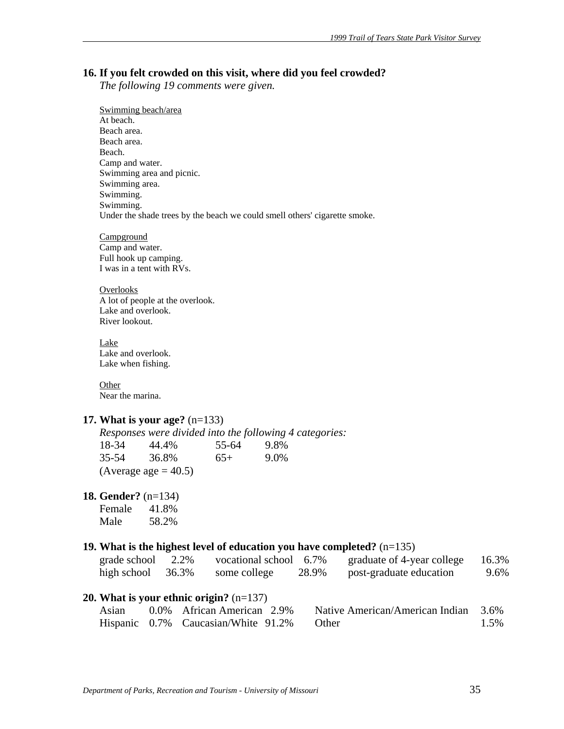**16. If you felt crowded on this visit, where did you feel crowded?**
*The following 19 comments were given.*

Swimming beach/area
At beach.
Beach area.
Beach area.
Beach.
Camp and water.
Swimming area and picnic.
Swimming area.
Swimming.
Swimming.
Under the shade trees by the beach we could smell others' cigarette smoke.

Campground
Camp and water.
Full hook up camping.
I was in a tent with RVs.

Overlooks
A lot of people at the overlook.
Lake and overlook.
River lookout.

Lake
Lake and overlook.
Lake when fishing.

Other
Near the marina.

**17. What is your age?** (n=133)
*Responses were divided into the following 4 categories:*

| | | | |
|---|---|---|---|
| 18-34 | 44.4% | 55-64 | 9.8% |
| 35-54 | 36.8% | 65+ | 9.0% |

(Average age = 40.5)

**18. Gender?** (n=134)

| | |
|---|---|
| Female | 41.8% |
| Male | 58.2% |

**19. What is the highest level of education you have completed?** (n=135)

| | | | | | |
|---|---|---|---|---|---|
| grade school | 2.2% | vocational school | 6.7% | graduate of 4-year college | 16.3% |
| high school | 36.3% | some college | 28.9% | post-graduate education | 9.6% |

**20. What is your ethnic origin?** (n=137)

| | | | | | |
|---|---|---|---|---|---|
| Asian | 0.0% | African American | 2.9% | Native American/American Indian | 3.6% |
| Hispanic | 0.7% | Caucasian/White | 91.2% | Other | 1.5% |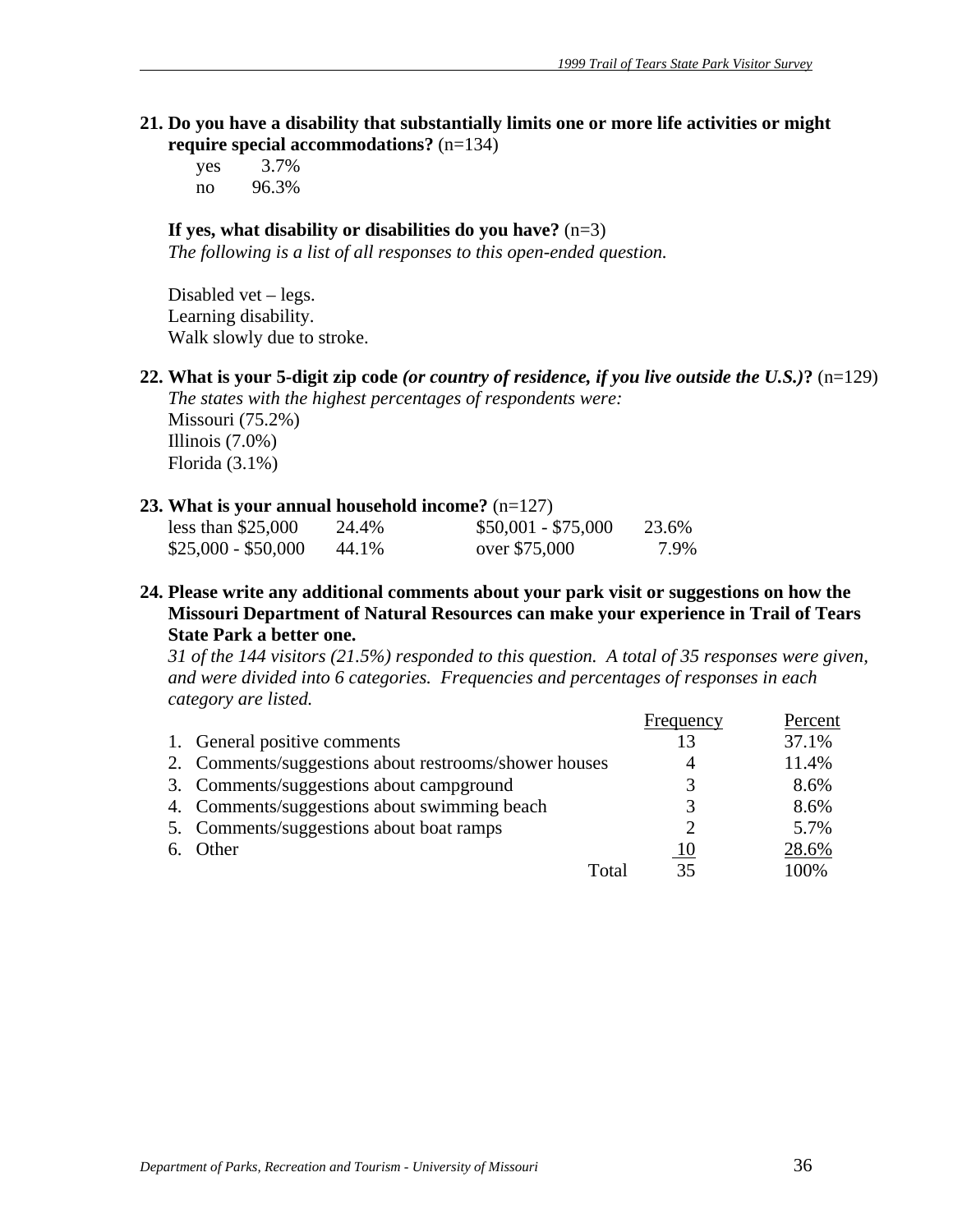**21. Do you have a disability that substantially limits one or more life activities or might require special accommodations?** (n=134)

| | |
|---|---|
| yes | 3.7% |
| no | 96.3% |

**If yes, what disability or disabilities do you have?** (n=3)
*The following is a list of all responses to this open-ended question.*

Disabled vet – legs.
Learning disability.
Walk slowly due to stroke.

**22. What is your 5-digit zip code *(or country of residence, if you live outside the U.S.)*?** (n=129)
*The states with the highest percentages of respondents were:*
Missouri (75.2%)
Illinois (7.0%)
Florida (3.1%)

**23. What is your annual household income?** (n=127)

| | | | |
|---|---|---|---|
| less than $25,000 | 24.4% | $50,001 - $75,000 | 23.6% |
| $25,000 - $50,000 | 44.1% | over $75,000 | 7.9% |

**24. Please write any additional comments about your park visit or suggestions on how the Missouri Department of Natural Resources can make your experience in Trail of Tears State Park a better one.**
*31 of the 144 visitors (21.5%) responded to this question. A total of 35 responses were given, and were divided into 6 categories. Frequencies and percentages of responses in each category are listed.*

| | Frequency | Percent |
|---|---|---|
| 1. General positive comments | 13 | 37.1% |
| 2. Comments/suggestions about restrooms/shower houses | 4 | 11.4% |
| 3. Comments/suggestions about campground | 3 | 8.6% |
| 4. Comments/suggestions about swimming beach | 3 | 8.6% |
| 5. Comments/suggestions about boat ramps | 2 | 5.7% |
| 6. Other | 10 | 28.6% |
| Total | 35 | 100% |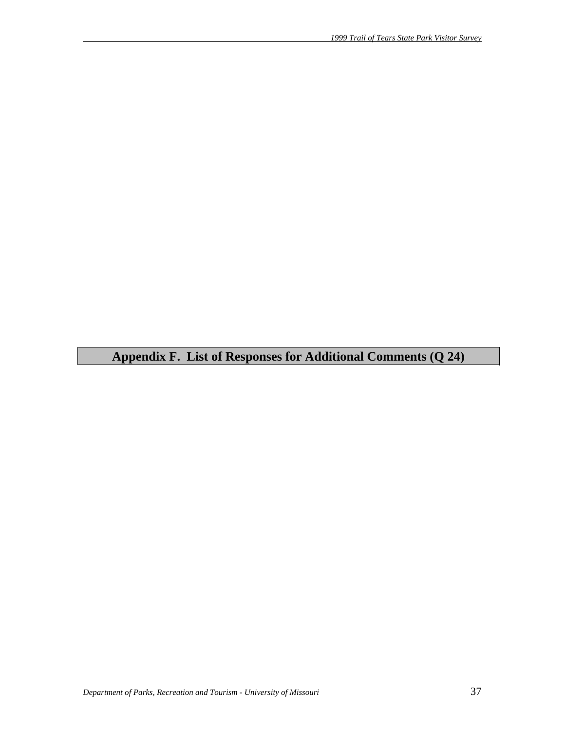# Appendix F.  List of Responses for Additional Comments (Q 24)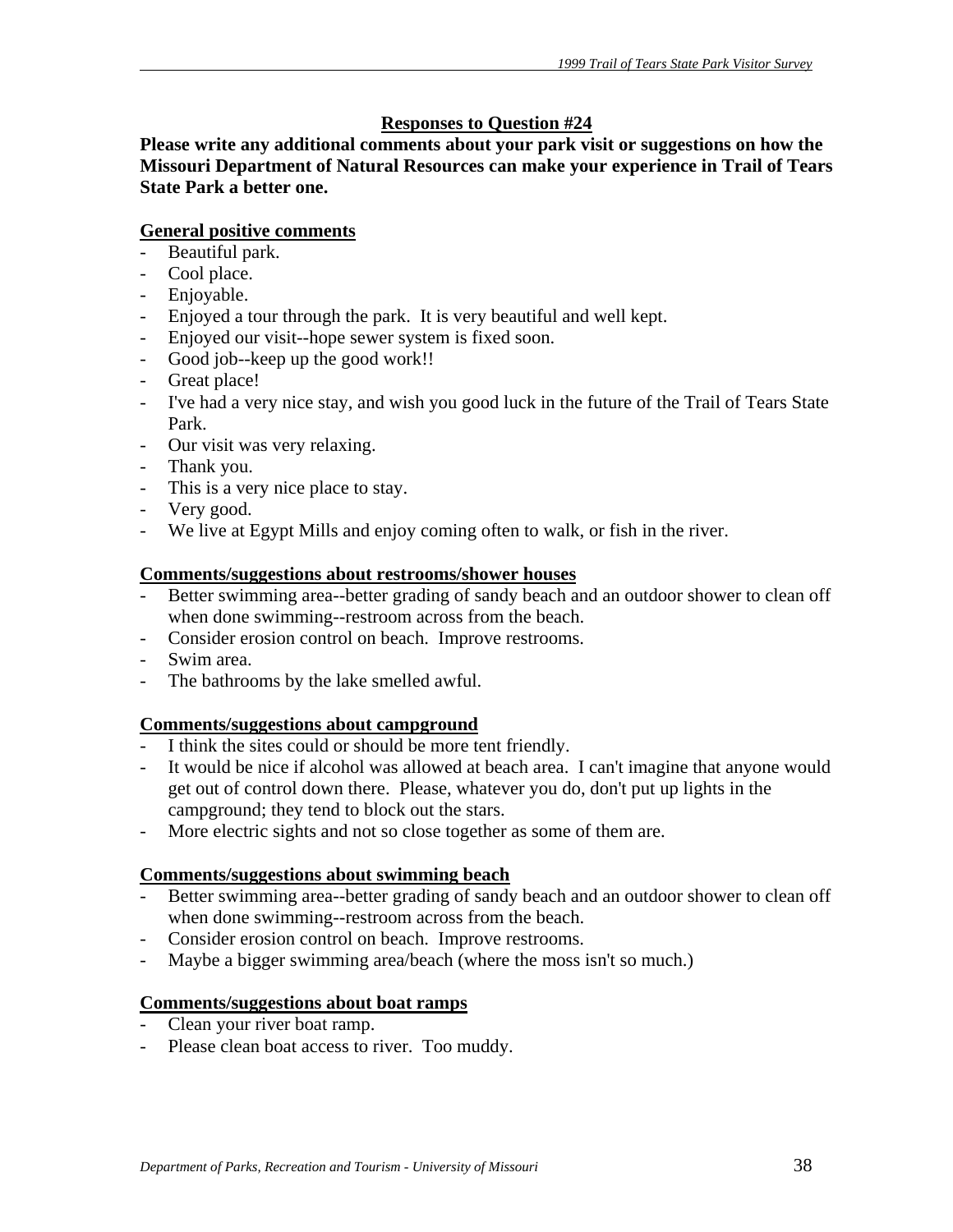## Responses to Question #24

**Please write any additional comments about your park visit or suggestions on how the Missouri Department of Natural Resources can make your experience in Trail of Tears State Park a better one.**

### General positive comments

- Beautiful park.
- Cool place.
- Enjoyable.
- Enjoyed a tour through the park. It is very beautiful and well kept.
- Enjoyed our visit--hope sewer system is fixed soon.
- Good job--keep up the good work!!
- Great place!
- I've had a very nice stay, and wish you good luck in the future of the Trail of Tears State Park.
- Our visit was very relaxing.
- Thank you.
- This is a very nice place to stay.
- Very good.
- We live at Egypt Mills and enjoy coming often to walk, or fish in the river.

### Comments/suggestions about restrooms/shower houses

- Better swimming area--better grading of sandy beach and an outdoor shower to clean off when done swimming--restroom across from the beach.
- Consider erosion control on beach. Improve restrooms.
- Swim area.
- The bathrooms by the lake smelled awful.

### Comments/suggestions about campground

- I think the sites could or should be more tent friendly.
- It would be nice if alcohol was allowed at beach area. I can't imagine that anyone would get out of control down there. Please, whatever you do, don't put up lights in the campground; they tend to block out the stars.
- More electric sights and not so close together as some of them are.

### Comments/suggestions about swimming beach

- Better swimming area--better grading of sandy beach and an outdoor shower to clean off when done swimming--restroom across from the beach.
- Consider erosion control on beach. Improve restrooms.
- Maybe a bigger swimming area/beach (where the moss isn't so much.)

### Comments/suggestions about boat ramps

- Clean your river boat ramp.
- Please clean boat access to river. Too muddy.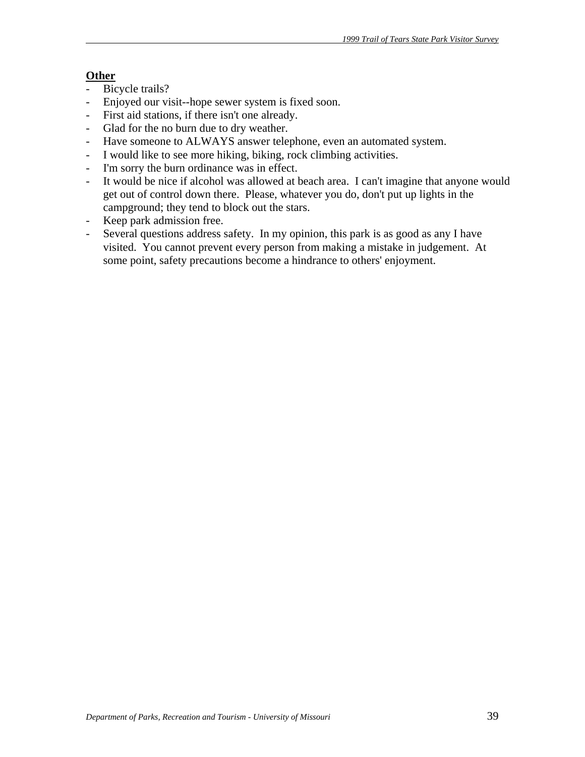**Other**

- Bicycle trails?
- Enjoyed our visit--hope sewer system is fixed soon.
- First aid stations, if there isn't one already.
- Glad for the no burn due to dry weather.
- Have someone to ALWAYS answer telephone, even an automated system.
- I would like to see more hiking, biking, rock climbing activities.
- I'm sorry the burn ordinance was in effect.
- It would be nice if alcohol was allowed at beach area.  I can't imagine that anyone would get out of control down there.  Please, whatever you do, don't put up lights in the campground; they tend to block out the stars.
- Keep park admission free.
- Several questions address safety.  In my opinion, this park is as good as any I have visited.  You cannot prevent every person from making a mistake in judgement.  At some point, safety precautions become a hindrance to others' enjoyment.